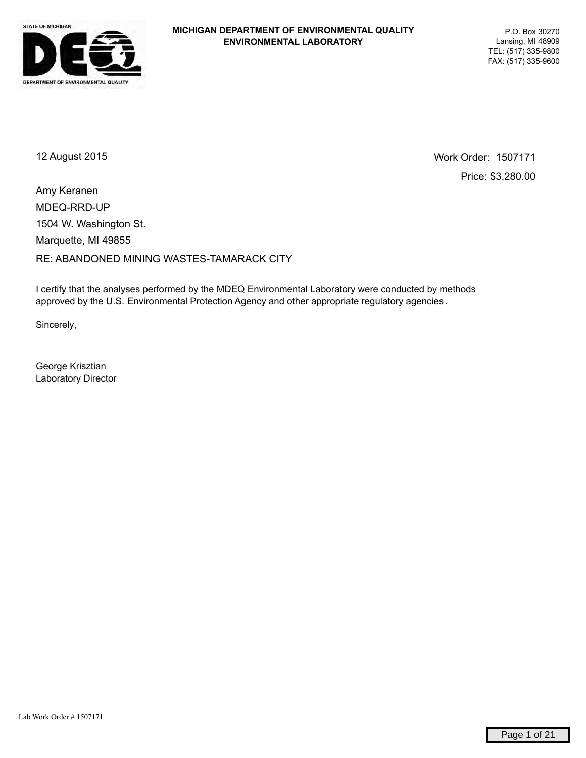STATE OF MICHIGAN
DEPARTMENT OF ENVIRONMENTAL QUALITY

**MICHIGAN DEPARTMENT OF ENVIRONMENTAL QUALITY**
**ENVIRONMENTAL LABORATORY**

P.O. Box 30270
Lansing, MI 48909
TEL: (517) 335-9800
FAX: (517) 335-9600

12 August 2015

Work Order: 1507171
Price: $3,280.00

Amy Keranen
MDEQ-RRD-UP
1504 W. Washington St.
Marquette, MI 49855

RE: ABANDONED MINING WASTES-TAMARACK CITY

I certify that the analyses performed by the MDEQ Environmental Laboratory were conducted by methods approved by the U.S. Environmental Protection Agency and other appropriate regulatory agencies.

Sincerely,

George Krisztian
Laboratory Director

Lab Work Order # 1507171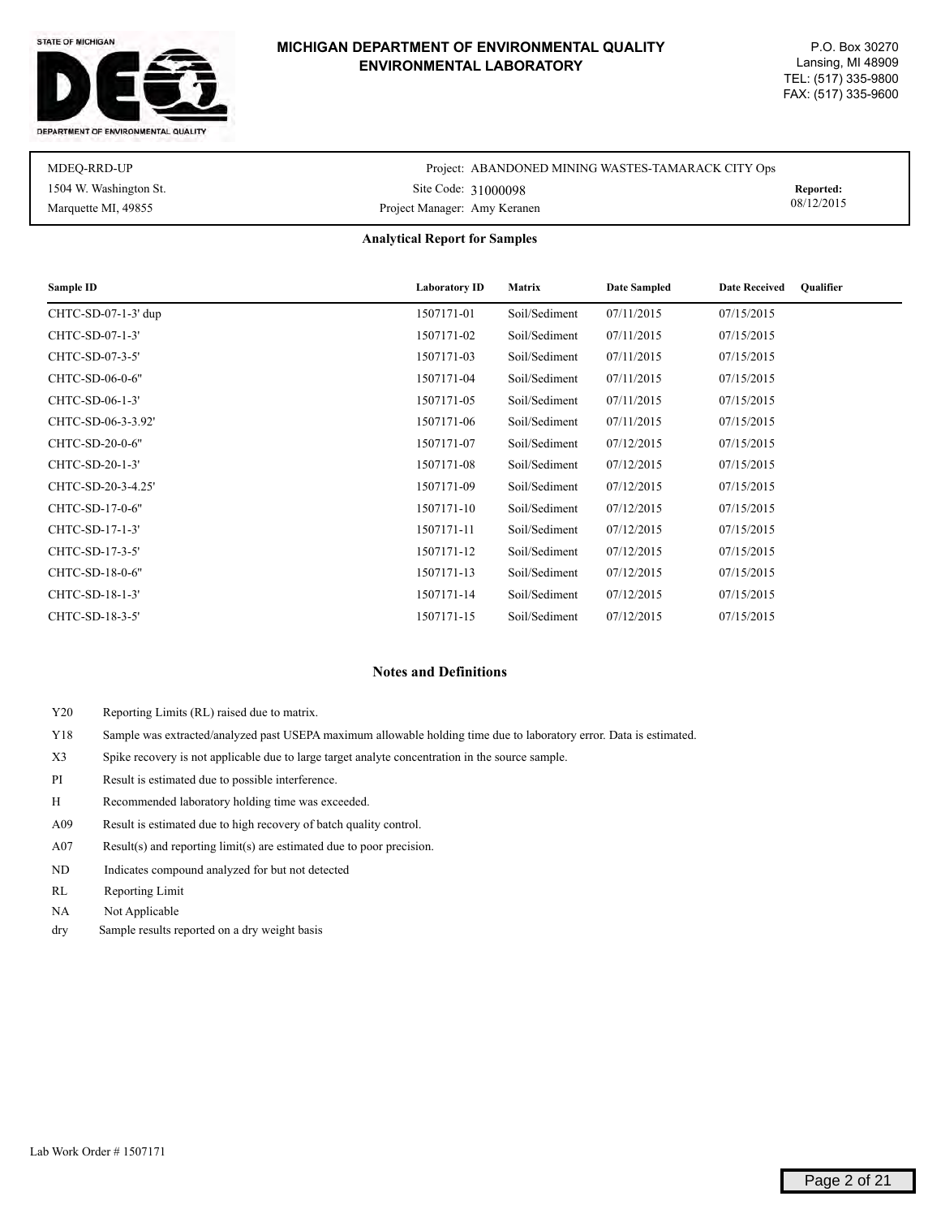STATE OF MICHIGAN

DEPARTMENT OF ENVIRONMENTAL QUALITY

**MICHIGAN DEPARTMENT OF ENVIRONMENTAL QUALITY**
**ENVIRONMENTAL LABORATORY**

P.O. Box 30270
Lansing, MI 48909
TEL: (517) 335-9800
FAX: (517) 335-9600

| | | |
|---|---|---|
| MDEQ-RRD-UP | Project: ABANDONED MINING WASTES-TAMARACK CITY Ops | |
| 1504 W. Washington St. | Site Code: 31000098 | **Reported:** |
| Marquette MI, 49855 | Project Manager: Amy Keranen | 08/12/2015 |

## Analytical Report for Samples

| Sample ID | Laboratory ID | Matrix | Date Sampled | Date Received | Qualifier |
|---|---|---|---|---|---|
| CHTC-SD-07-1-3' dup | 1507171-01 | Soil/Sediment | 07/11/2015 | 07/15/2015 | |
| CHTC-SD-07-1-3' | 1507171-02 | Soil/Sediment | 07/11/2015 | 07/15/2015 | |
| CHTC-SD-07-3-5' | 1507171-03 | Soil/Sediment | 07/11/2015 | 07/15/2015 | |
| CHTC-SD-06-0-6" | 1507171-04 | Soil/Sediment | 07/11/2015 | 07/15/2015 | |
| CHTC-SD-06-1-3' | 1507171-05 | Soil/Sediment | 07/11/2015 | 07/15/2015 | |
| CHTC-SD-06-3-3.92' | 1507171-06 | Soil/Sediment | 07/11/2015 | 07/15/2015 | |
| CHTC-SD-20-0-6" | 1507171-07 | Soil/Sediment | 07/12/2015 | 07/15/2015 | |
| CHTC-SD-20-1-3' | 1507171-08 | Soil/Sediment | 07/12/2015 | 07/15/2015 | |
| CHTC-SD-20-3-4.25' | 1507171-09 | Soil/Sediment | 07/12/2015 | 07/15/2015 | |
| CHTC-SD-17-0-6" | 1507171-10 | Soil/Sediment | 07/12/2015 | 07/15/2015 | |
| CHTC-SD-17-1-3' | 1507171-11 | Soil/Sediment | 07/12/2015 | 07/15/2015 | |
| CHTC-SD-17-3-5' | 1507171-12 | Soil/Sediment | 07/12/2015 | 07/15/2015 | |
| CHTC-SD-18-0-6" | 1507171-13 | Soil/Sediment | 07/12/2015 | 07/15/2015 | |
| CHTC-SD-18-1-3' | 1507171-14 | Soil/Sediment | 07/12/2015 | 07/15/2015 | |
| CHTC-SD-18-3-5' | 1507171-15 | Soil/Sediment | 07/12/2015 | 07/15/2015 | |

## Notes and Definitions

| | |
|---|---|
| Y20 | Reporting Limits (RL) raised due to matrix. |
| Y18 | Sample was extracted/analyzed past USEPA maximum allowable holding time due to laboratory error. Data is estimated. |
| X3 | Spike recovery is not applicable due to large target analyte concentration in the source sample. |
| PI | Result is estimated due to possible interference. |
| H | Recommended laboratory holding time was exceeded. |
| A09 | Result is estimated due to high recovery of batch quality control. |
| A07 | Result(s) and reporting limit(s) are estimated due to poor precision. |
| ND | Indicates compound analyzed for but not detected |
| RL | Reporting Limit |
| NA | Not Applicable |
| dry | Sample results reported on a dry weight basis |

Lab Work Order # 1507171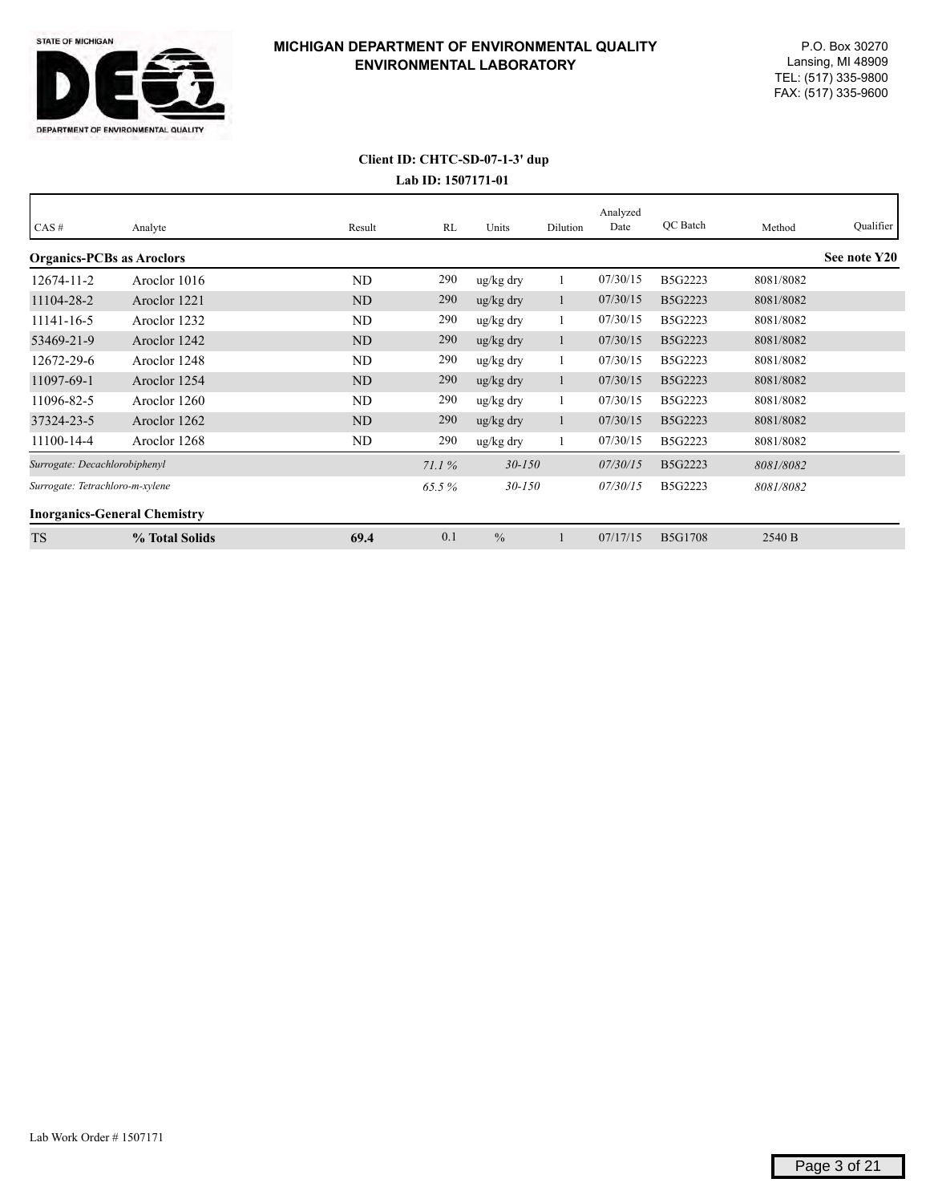# MICHIGAN DEPARTMENT OF ENVIRONMENTAL QUALITY
## ENVIRONMENTAL LABORATORY

P.O. Box 30270
Lansing, MI 48909
TEL: (517) 335-9800
FAX: (517) 335-9600

**Client ID: CHTC-SD-07-1-3' dup**
**Lab ID: 1507171-01**

| CAS # | Analyte | Result | RL | Units | Dilution | Analyzed Date | QC Batch | Method | Qualifier |
|---|---|---|---|---|---|---|---|---|---|
| **Organics-PCBs as Aroclors** | | | | | | | | | **See note Y20** |
| 12674-11-2 | Aroclor 1016 | ND | 290 | ug/kg dry | 1 | 07/30/15 | B5G2223 | 8081/8082 | |
| 11104-28-2 | Aroclor 1221 | ND | 290 | ug/kg dry | 1 | 07/30/15 | B5G2223 | 8081/8082 | |
| 11141-16-5 | Aroclor 1232 | ND | 290 | ug/kg dry | 1 | 07/30/15 | B5G2223 | 8081/8082 | |
| 53469-21-9 | Aroclor 1242 | ND | 290 | ug/kg dry | 1 | 07/30/15 | B5G2223 | 8081/8082 | |
| 12672-29-6 | Aroclor 1248 | ND | 290 | ug/kg dry | 1 | 07/30/15 | B5G2223 | 8081/8082 | |
| 11097-69-1 | Aroclor 1254 | ND | 290 | ug/kg dry | 1 | 07/30/15 | B5G2223 | 8081/8082 | |
| 11096-82-5 | Aroclor 1260 | ND | 290 | ug/kg dry | 1 | 07/30/15 | B5G2223 | 8081/8082 | |
| 37324-23-5 | Aroclor 1262 | ND | 290 | ug/kg dry | 1 | 07/30/15 | B5G2223 | 8081/8082 | |
| 11100-14-4 | Aroclor 1268 | ND | 290 | ug/kg dry | 1 | 07/30/15 | B5G2223 | 8081/8082 | |
| *Surrogate: Decachlorobiphenyl* | | | *71.1 %* | *30-150* | | *07/30/15* | B5G2223 | *8081/8082* | |
| *Surrogate: Tetrachloro-m-xylene* | | | *65.5 %* | *30-150* | | *07/30/15* | B5G2223 | *8081/8082* | |
| **Inorganics-General Chemistry** | | | | | | | | | |
| TS | **% Total Solids** | **69.4** | 0.1 | % | 1 | 07/17/15 | B5G1708 | 2540 B | |

Lab Work Order # 1507171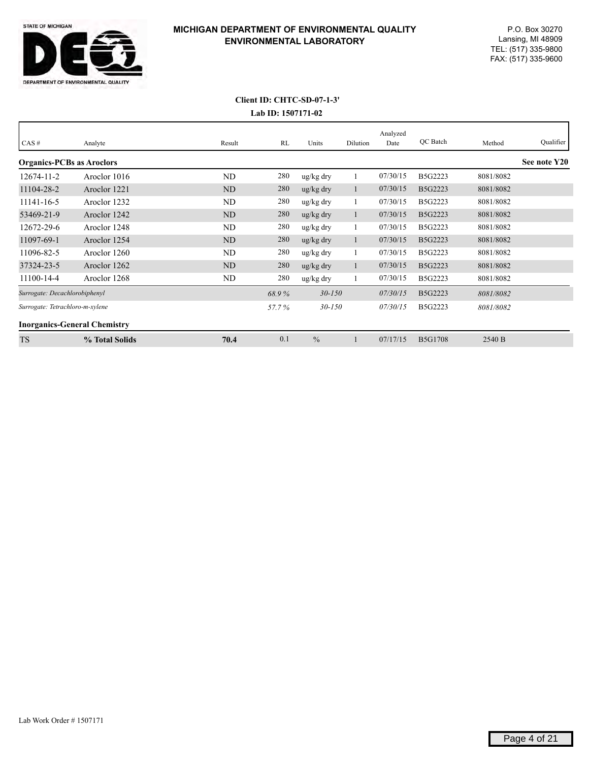**MICHIGAN DEPARTMENT OF ENVIRONMENTAL QUALITY**
**ENVIRONMENTAL LABORATORY**

P.O. Box 30270
Lansing, MI 48909
TEL: (517) 335-9800
FAX: (517) 335-9600

**Client ID: CHTC-SD-07-1-3'**

**Lab ID: 1507171-02**

| CAS # | Analyte | Result | RL | Units | Dilution | Analyzed Date | QC Batch | Method | Qualifier |
|---|---|---|---|---|---|---|---|---|---|
| **Organics-PCBs as Aroclors** | | | | | | | | | **See note Y20** |
| 12674-11-2 | Aroclor 1016 | ND | 280 | ug/kg dry | 1 | 07/30/15 | B5G2223 | 8081/8082 | |
| 11104-28-2 | Aroclor 1221 | ND | 280 | ug/kg dry | 1 | 07/30/15 | B5G2223 | 8081/8082 | |
| 11141-16-5 | Aroclor 1232 | ND | 280 | ug/kg dry | 1 | 07/30/15 | B5G2223 | 8081/8082 | |
| 53469-21-9 | Aroclor 1242 | ND | 280 | ug/kg dry | 1 | 07/30/15 | B5G2223 | 8081/8082 | |
| 12672-29-6 | Aroclor 1248 | ND | 280 | ug/kg dry | 1 | 07/30/15 | B5G2223 | 8081/8082 | |
| 11097-69-1 | Aroclor 1254 | ND | 280 | ug/kg dry | 1 | 07/30/15 | B5G2223 | 8081/8082 | |
| 11096-82-5 | Aroclor 1260 | ND | 280 | ug/kg dry | 1 | 07/30/15 | B5G2223 | 8081/8082 | |
| 37324-23-5 | Aroclor 1262 | ND | 280 | ug/kg dry | 1 | 07/30/15 | B5G2223 | 8081/8082 | |
| 11100-14-4 | Aroclor 1268 | ND | 280 | ug/kg dry | 1 | 07/30/15 | B5G2223 | 8081/8082 | |
| *Surrogate: Decachlorobiphenyl* | | | *68.9 %* | *30-150* | | *07/30/15* | B5G2223 | *8081/8082* | |
| *Surrogate: Tetrachloro-m-xylene* | | | *57.7 %* | *30-150* | | *07/30/15* | B5G2223 | *8081/8082* | |
| **Inorganics-General Chemistry** | | | | | | | | | |
| TS | **% Total Solids** | **70.4** | 0.1 | % | 1 | 07/17/15 | B5G1708 | 2540 B | |

Lab Work Order # 1507171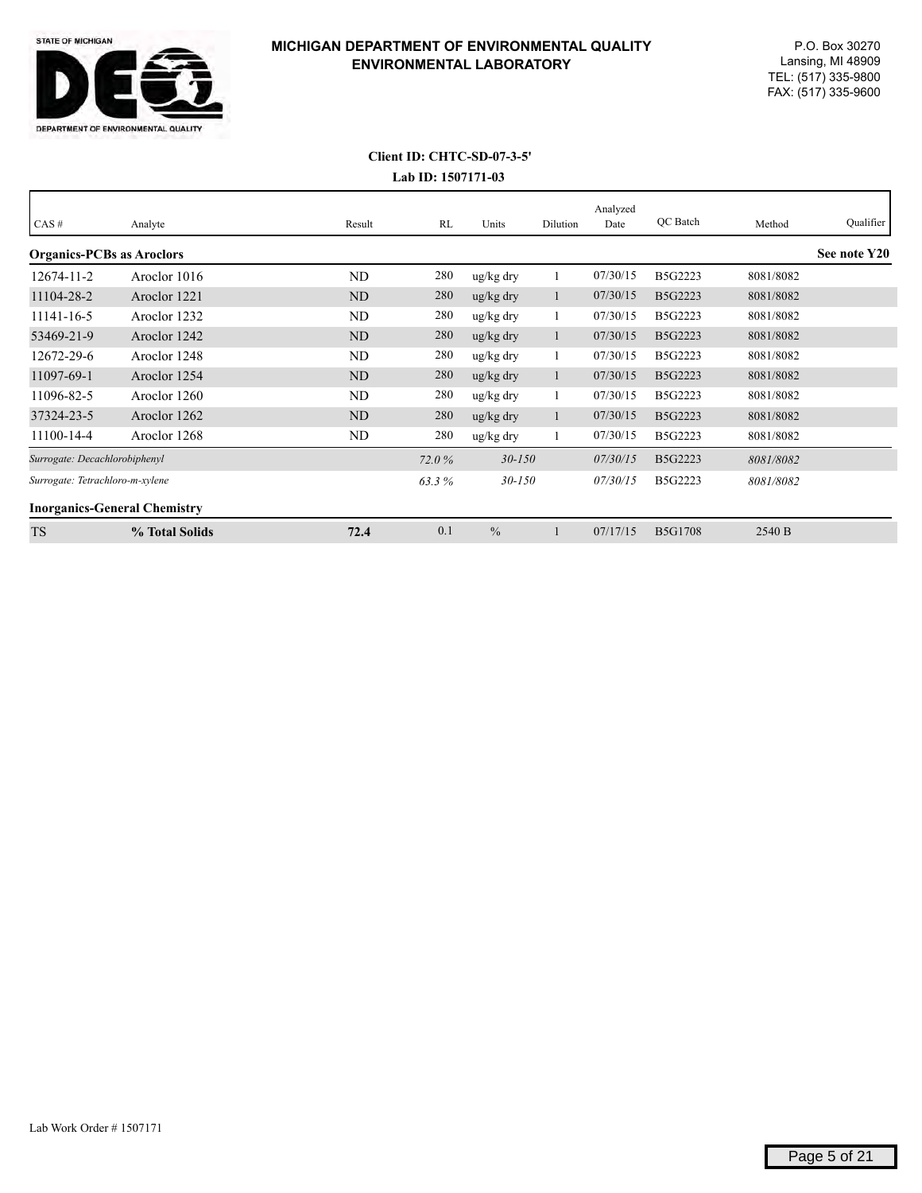**STATE OF MICHIGAN**

**DEPARTMENT OF ENVIRONMENTAL QUALITY**

**MICHIGAN DEPARTMENT OF ENVIRONMENTAL QUALITY**
**ENVIRONMENTAL LABORATORY**

P.O. Box 30270
Lansing, MI 48909
TEL: (517) 335-9800
FAX: (517) 335-9600

**Client ID: CHTC-SD-07-3-5'**
**Lab ID: 1507171-03**

| CAS # | Analyte | Result | RL | Units | Dilution | Analyzed Date | QC Batch | Method | Qualifier |
|---|---|---|---|---|---|---|---|---|---|
| **Organics-PCBs as Aroclors** | | | | | | | | | **See note Y20** |
| 12674-11-2 | Aroclor 1016 | ND | 280 | ug/kg dry | 1 | 07/30/15 | B5G2223 | 8081/8082 | |
| 11104-28-2 | Aroclor 1221 | ND | 280 | ug/kg dry | 1 | 07/30/15 | B5G2223 | 8081/8082 | |
| 11141-16-5 | Aroclor 1232 | ND | 280 | ug/kg dry | 1 | 07/30/15 | B5G2223 | 8081/8082 | |
| 53469-21-9 | Aroclor 1242 | ND | 280 | ug/kg dry | 1 | 07/30/15 | B5G2223 | 8081/8082 | |
| 12672-29-6 | Aroclor 1248 | ND | 280 | ug/kg dry | 1 | 07/30/15 | B5G2223 | 8081/8082 | |
| 11097-69-1 | Aroclor 1254 | ND | 280 | ug/kg dry | 1 | 07/30/15 | B5G2223 | 8081/8082 | |
| 11096-82-5 | Aroclor 1260 | ND | 280 | ug/kg dry | 1 | 07/30/15 | B5G2223 | 8081/8082 | |
| 37324-23-5 | Aroclor 1262 | ND | 280 | ug/kg dry | 1 | 07/30/15 | B5G2223 | 8081/8082 | |
| 11100-14-4 | Aroclor 1268 | ND | 280 | ug/kg dry | 1 | 07/30/15 | B5G2223 | 8081/8082 | |
| *Surrogate: Decachlorobiphenyl* | | | *72.0 %* | *30-150* | | *07/30/15* | B5G2223 | *8081/8082* | |
| *Surrogate: Tetrachloro-m-xylene* | | | *63.3 %* | *30-150* | | *07/30/15* | B5G2223 | *8081/8082* | |
| **Inorganics-General Chemistry** | | | | | | | | | |
| TS | **% Total Solids** | **72.4** | 0.1 | % | 1 | 07/17/15 | B5G1708 | 2540 B | |

Lab Work Order # 1507171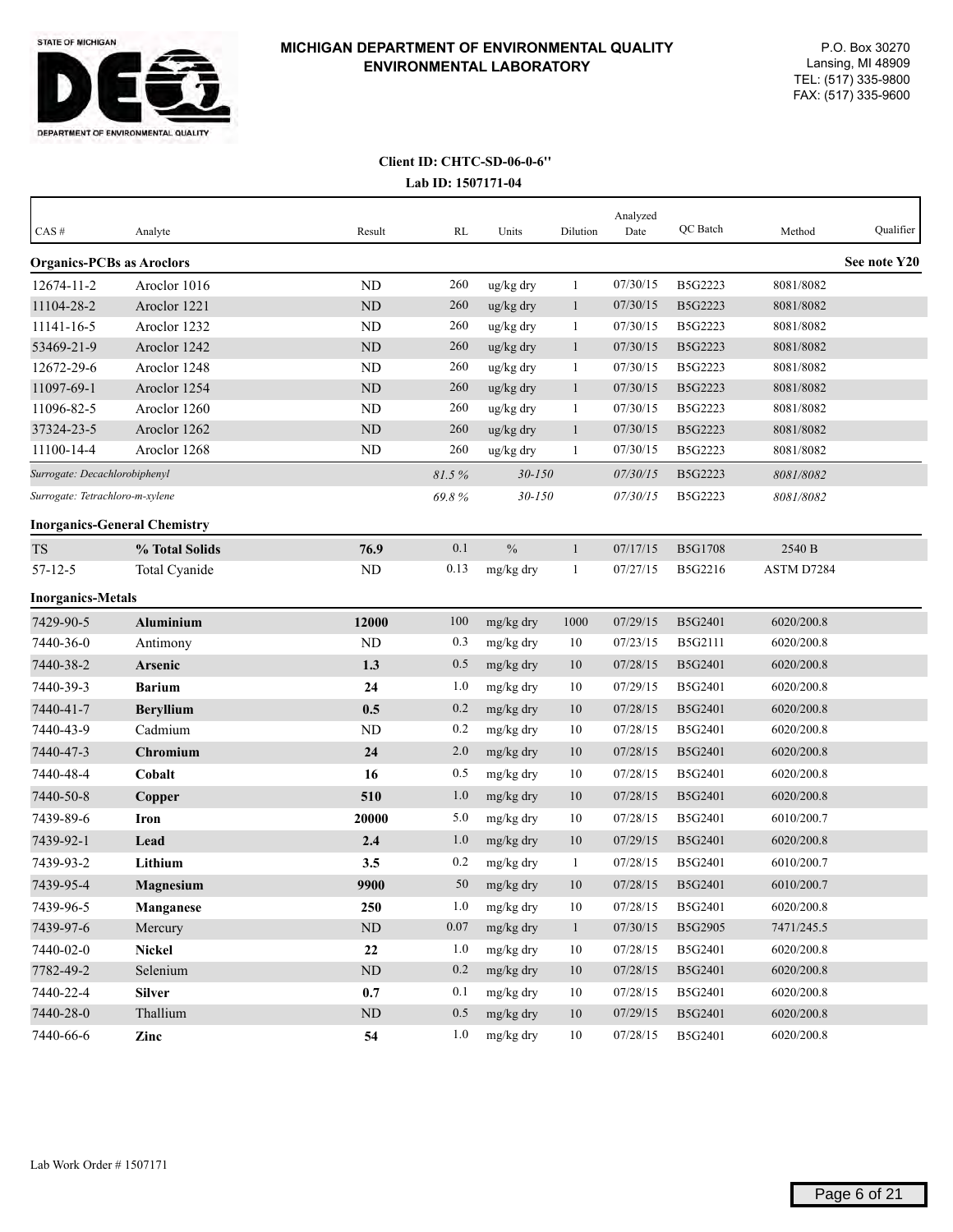**MICHIGAN DEPARTMENT OF ENVIRONMENTAL QUALITY**
**ENVIRONMENTAL LABORATORY**

P.O. Box 30270
Lansing, MI 48909
TEL: (517) 335-9800
FAX: (517) 335-9600

**Client ID: CHTC-SD-06-0-6"**
**Lab ID: 1507171-04**

| CAS # | Analyte | Result | RL | Units | Dilution | Analyzed Date | QC Batch | Method | Qualifier |
|---|---|---|---|---|---|---|---|---|---|
| **Organics-PCBs as Aroclors** | | | | | | | | | **See note Y20** |
| 12674-11-2 | Aroclor 1016 | ND | 260 | ug/kg dry | 1 | 07/30/15 | B5G2223 | 8081/8082 | |
| 11104-28-2 | Aroclor 1221 | ND | 260 | ug/kg dry | 1 | 07/30/15 | B5G2223 | 8081/8082 | |
| 11141-16-5 | Aroclor 1232 | ND | 260 | ug/kg dry | 1 | 07/30/15 | B5G2223 | 8081/8082 | |
| 53469-21-9 | Aroclor 1242 | ND | 260 | ug/kg dry | 1 | 07/30/15 | B5G2223 | 8081/8082 | |
| 12672-29-6 | Aroclor 1248 | ND | 260 | ug/kg dry | 1 | 07/30/15 | B5G2223 | 8081/8082 | |
| 11097-69-1 | Aroclor 1254 | ND | 260 | ug/kg dry | 1 | 07/30/15 | B5G2223 | 8081/8082 | |
| 11096-82-5 | Aroclor 1260 | ND | 260 | ug/kg dry | 1 | 07/30/15 | B5G2223 | 8081/8082 | |
| 37324-23-5 | Aroclor 1262 | ND | 260 | ug/kg dry | 1 | 07/30/15 | B5G2223 | 8081/8082 | |
| 11100-14-4 | Aroclor 1268 | ND | 260 | ug/kg dry | 1 | 07/30/15 | B5G2223 | 8081/8082 | |
| *Surrogate: Decachlorobiphenyl* | | | *81.5 %* | *30-150* | | *07/30/15* | B5G2223 | *8081/8082* | |
| *Surrogate: Tetrachloro-m-xylene* | | | *69.8 %* | *30-150* | | *07/30/15* | B5G2223 | *8081/8082* | |
| **Inorganics-General Chemistry** | | | | | | | | | |
| TS | **% Total Solids** | **76.9** | 0.1 | % | 1 | 07/17/15 | B5G1708 | 2540 B | |
| 57-12-5 | Total Cyanide | ND | 0.13 | mg/kg dry | 1 | 07/27/15 | B5G2216 | ASTM D7284 | |
| **Inorganics-Metals** | | | | | | | | | |
| 7429-90-5 | **Aluminium** | **12000** | 100 | mg/kg dry | 1000 | 07/29/15 | B5G2401 | 6020/200.8 | |
| 7440-36-0 | Antimony | ND | 0.3 | mg/kg dry | 10 | 07/23/15 | B5G2111 | 6020/200.8 | |
| 7440-38-2 | **Arsenic** | **1.3** | 0.5 | mg/kg dry | 10 | 07/28/15 | B5G2401 | 6020/200.8 | |
| 7440-39-3 | **Barium** | **24** | 1.0 | mg/kg dry | 10 | 07/29/15 | B5G2401 | 6020/200.8 | |
| 7440-41-7 | **Beryllium** | **0.5** | 0.2 | mg/kg dry | 10 | 07/28/15 | B5G2401 | 6020/200.8 | |
| 7440-43-9 | Cadmium | ND | 0.2 | mg/kg dry | 10 | 07/28/15 | B5G2401 | 6020/200.8 | |
| 7440-47-3 | **Chromium** | **24** | 2.0 | mg/kg dry | 10 | 07/28/15 | B5G2401 | 6020/200.8 | |
| 7440-48-4 | **Cobalt** | **16** | 0.5 | mg/kg dry | 10 | 07/28/15 | B5G2401 | 6020/200.8 | |
| 7440-50-8 | **Copper** | **510** | 1.0 | mg/kg dry | 10 | 07/28/15 | B5G2401 | 6020/200.8 | |
| 7439-89-6 | **Iron** | **20000** | 5.0 | mg/kg dry | 10 | 07/28/15 | B5G2401 | 6010/200.7 | |
| 7439-92-1 | **Lead** | **2.4** | 1.0 | mg/kg dry | 10 | 07/29/15 | B5G2401 | 6020/200.8 | |
| 7439-93-2 | **Lithium** | **3.5** | 0.2 | mg/kg dry | 1 | 07/28/15 | B5G2401 | 6010/200.7 | |
| 7439-95-4 | **Magnesium** | **9900** | 50 | mg/kg dry | 10 | 07/28/15 | B5G2401 | 6010/200.7 | |
| 7439-96-5 | **Manganese** | **250** | 1.0 | mg/kg dry | 10 | 07/28/15 | B5G2401 | 6020/200.8 | |
| 7439-97-6 | Mercury | ND | 0.07 | mg/kg dry | 1 | 07/30/15 | B5G2905 | 7471/245.5 | |
| 7440-02-0 | **Nickel** | **22** | 1.0 | mg/kg dry | 10 | 07/28/15 | B5G2401 | 6020/200.8 | |
| 7782-49-2 | Selenium | ND | 0.2 | mg/kg dry | 10 | 07/28/15 | B5G2401 | 6020/200.8 | |
| 7440-22-4 | **Silver** | **0.7** | 0.1 | mg/kg dry | 10 | 07/28/15 | B5G2401 | 6020/200.8 | |
| 7440-28-0 | Thallium | ND | 0.5 | mg/kg dry | 10 | 07/29/15 | B5G2401 | 6020/200.8 | |
| 7440-66-6 | **Zinc** | **54** | 1.0 | mg/kg dry | 10 | 07/28/15 | B5G2401 | 6020/200.8 | |

Lab Work Order # 1507171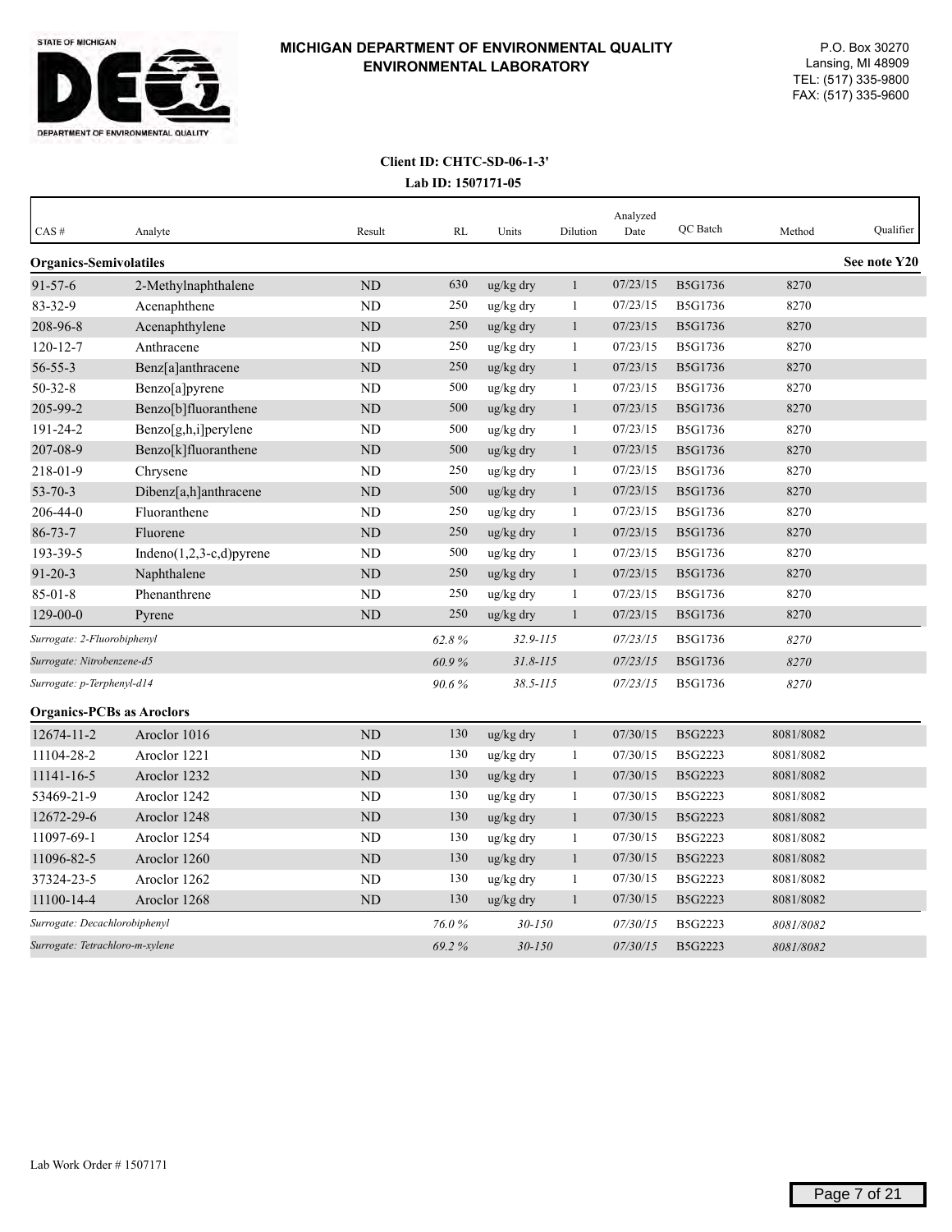**MICHIGAN DEPARTMENT OF ENVIRONMENTAL QUALITY**
**ENVIRONMENTAL LABORATORY**

P.O. Box 30270
Lansing, MI 48909
TEL: (517) 335-9800
FAX: (517) 335-9600

**Client ID: CHTC-SD-06-1-3'**
**Lab ID: 1507171-05**

| CAS # | Analyte | Result | RL | Units | Dilution | Analyzed Date | QC Batch | Method | Qualifier |
|---|---|---|---|---|---|---|---|---|---|
| **Organics-Semivolatiles** | | | | | | | | | **See note Y20** |
| 91-57-6 | 2-Methylnaphthalene | ND | 630 | ug/kg dry | 1 | 07/23/15 | B5G1736 | 8270 | |
| 83-32-9 | Acenaphthene | ND | 250 | ug/kg dry | 1 | 07/23/15 | B5G1736 | 8270 | |
| 208-96-8 | Acenaphthylene | ND | 250 | ug/kg dry | 1 | 07/23/15 | B5G1736 | 8270 | |
| 120-12-7 | Anthracene | ND | 250 | ug/kg dry | 1 | 07/23/15 | B5G1736 | 8270 | |
| 56-55-3 | Benz[a]anthracene | ND | 250 | ug/kg dry | 1 | 07/23/15 | B5G1736 | 8270 | |
| 50-32-8 | Benzo[a]pyrene | ND | 500 | ug/kg dry | 1 | 07/23/15 | B5G1736 | 8270 | |
| 205-99-2 | Benzo[b]fluoranthene | ND | 500 | ug/kg dry | 1 | 07/23/15 | B5G1736 | 8270 | |
| 191-24-2 | Benzo[g,h,i]perylene | ND | 500 | ug/kg dry | 1 | 07/23/15 | B5G1736 | 8270 | |
| 207-08-9 | Benzo[k]fluoranthene | ND | 500 | ug/kg dry | 1 | 07/23/15 | B5G1736 | 8270 | |
| 218-01-9 | Chrysene | ND | 250 | ug/kg dry | 1 | 07/23/15 | B5G1736 | 8270 | |
| 53-70-3 | Dibenz[a,h]anthracene | ND | 500 | ug/kg dry | 1 | 07/23/15 | B5G1736 | 8270 | |
| 206-44-0 | Fluoranthene | ND | 250 | ug/kg dry | 1 | 07/23/15 | B5G1736 | 8270 | |
| 86-73-7 | Fluorene | ND | 250 | ug/kg dry | 1 | 07/23/15 | B5G1736 | 8270 | |
| 193-39-5 | Indeno(1,2,3-c,d)pyrene | ND | 500 | ug/kg dry | 1 | 07/23/15 | B5G1736 | 8270 | |
| 91-20-3 | Naphthalene | ND | 250 | ug/kg dry | 1 | 07/23/15 | B5G1736 | 8270 | |
| 85-01-8 | Phenanthrene | ND | 250 | ug/kg dry | 1 | 07/23/15 | B5G1736 | 8270 | |
| 129-00-0 | Pyrene | ND | 250 | ug/kg dry | 1 | 07/23/15 | B5G1736 | 8270 | |
| *Surrogate: 2-Fluorobiphenyl* | | | *62.8 %* | *32.9-115* | | *07/23/15* | B5G1736 | *8270* | |
| *Surrogate: Nitrobenzene-d5* | | | *60.9 %* | *31.8-115* | | *07/23/15* | B5G1736 | *8270* | |
| *Surrogate: p-Terphenyl-d14* | | | *90.6 %* | *38.5-115* | | *07/23/15* | B5G1736 | *8270* | |
| **Organics-PCBs as Aroclors** | | | | | | | | | |
| 12674-11-2 | Aroclor 1016 | ND | 130 | ug/kg dry | 1 | 07/30/15 | B5G2223 | 8081/8082 | |
| 11104-28-2 | Aroclor 1221 | ND | 130 | ug/kg dry | 1 | 07/30/15 | B5G2223 | 8081/8082 | |
| 11141-16-5 | Aroclor 1232 | ND | 130 | ug/kg dry | 1 | 07/30/15 | B5G2223 | 8081/8082 | |
| 53469-21-9 | Aroclor 1242 | ND | 130 | ug/kg dry | 1 | 07/30/15 | B5G2223 | 8081/8082 | |
| 12672-29-6 | Aroclor 1248 | ND | 130 | ug/kg dry | 1 | 07/30/15 | B5G2223 | 8081/8082 | |
| 11097-69-1 | Aroclor 1254 | ND | 130 | ug/kg dry | 1 | 07/30/15 | B5G2223 | 8081/8082 | |
| 11096-82-5 | Aroclor 1260 | ND | 130 | ug/kg dry | 1 | 07/30/15 | B5G2223 | 8081/8082 | |
| 37324-23-5 | Aroclor 1262 | ND | 130 | ug/kg dry | 1 | 07/30/15 | B5G2223 | 8081/8082 | |
| 11100-14-4 | Aroclor 1268 | ND | 130 | ug/kg dry | 1 | 07/30/15 | B5G2223 | 8081/8082 | |
| *Surrogate: Decachlorobiphenyl* | | | *76.0 %* | *30-150* | | *07/30/15* | B5G2223 | *8081/8082* | |
| *Surrogate: Tetrachloro-m-xylene* | | | *69.2 %* | *30-150* | | *07/30/15* | B5G2223 | *8081/8082* | |

Lab Work Order # 1507171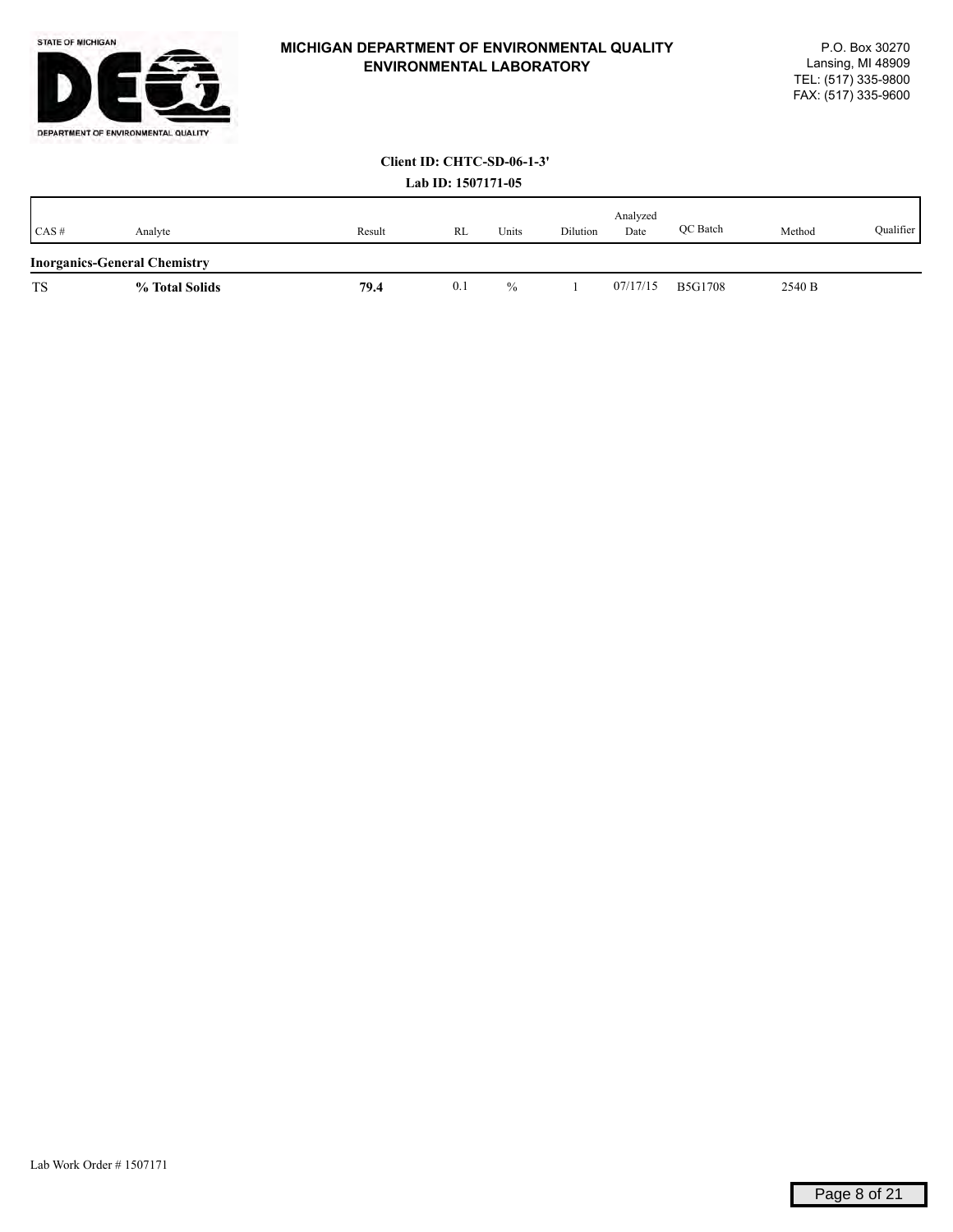**MICHIGAN DEPARTMENT OF ENVIRONMENTAL QUALITY**
**ENVIRONMENTAL LABORATORY**

P.O. Box 30270
Lansing, MI 48909
TEL: (517) 335-9800
FAX: (517) 335-9600

**Client ID: CHTC-SD-06-1-3'**
**Lab ID: 1507171-05**

| CAS # | Analyte | Result | RL | Units | Dilution | Analyzed Date | QC Batch | Method | Qualifier |
|---|---|---|---|---|---|---|---|---|---|
| **Inorganics-General Chemistry** | | | | | | | | | |
| TS | **% Total Solids** | **79.4** | 0.1 | % | 1 | 07/17/15 | B5G1708 | 2540 B | |

Lab Work Order # 1507171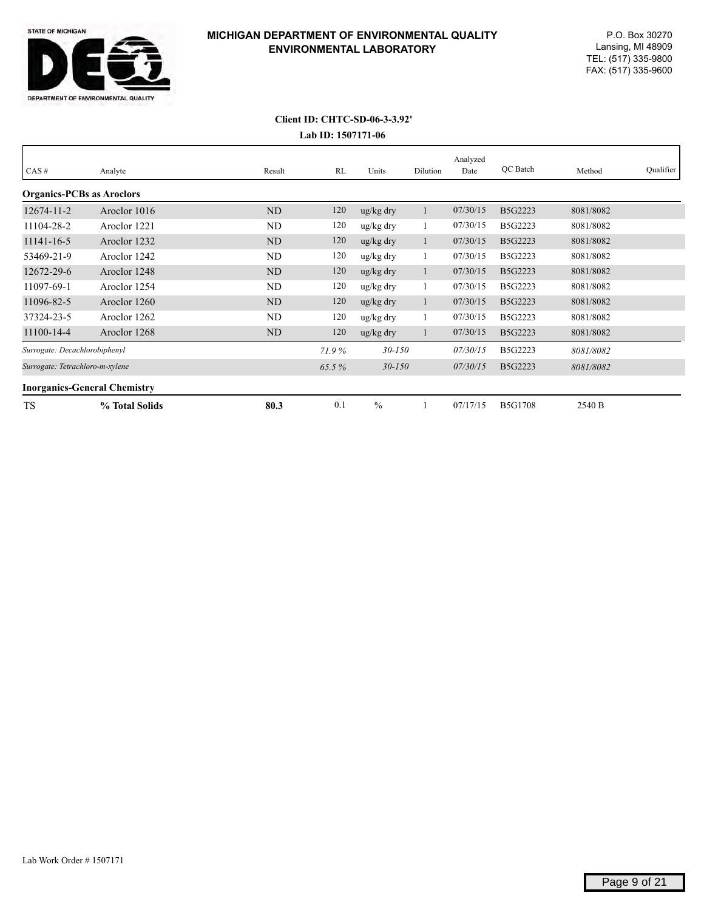# MICHIGAN DEPARTMENT OF ENVIRONMENTAL QUALITY
## ENVIRONMENTAL LABORATORY

P.O. Box 30270
Lansing, MI 48909
TEL: (517) 335-9800
FAX: (517) 335-9600

**Client ID: CHTC-SD-06-3-3.92'**

**Lab ID: 1507171-06**

| CAS # | Analyte | Result | RL | Units | Dilution | Analyzed Date | QC Batch | Method | Qualifier |
|---|---|---|---|---|---|---|---|---|---|
| **Organics-PCBs as Aroclors** | | | | | | | | | |
| 12674-11-2 | Aroclor 1016 | ND | 120 | ug/kg dry | 1 | 07/30/15 | B5G2223 | 8081/8082 | |
| 11104-28-2 | Aroclor 1221 | ND | 120 | ug/kg dry | 1 | 07/30/15 | B5G2223 | 8081/8082 | |
| 11141-16-5 | Aroclor 1232 | ND | 120 | ug/kg dry | 1 | 07/30/15 | B5G2223 | 8081/8082 | |
| 53469-21-9 | Aroclor 1242 | ND | 120 | ug/kg dry | 1 | 07/30/15 | B5G2223 | 8081/8082 | |
| 12672-29-6 | Aroclor 1248 | ND | 120 | ug/kg dry | 1 | 07/30/15 | B5G2223 | 8081/8082 | |
| 11097-69-1 | Aroclor 1254 | ND | 120 | ug/kg dry | 1 | 07/30/15 | B5G2223 | 8081/8082 | |
| 11096-82-5 | Aroclor 1260 | ND | 120 | ug/kg dry | 1 | 07/30/15 | B5G2223 | 8081/8082 | |
| 37324-23-5 | Aroclor 1262 | ND | 120 | ug/kg dry | 1 | 07/30/15 | B5G2223 | 8081/8082 | |
| 11100-14-4 | Aroclor 1268 | ND | 120 | ug/kg dry | 1 | 07/30/15 | B5G2223 | 8081/8082 | |
| *Surrogate: Decachlorobiphenyl* | | | *71.9 %* | *30-150* | | *07/30/15* | B5G2223 | *8081/8082* | |
| *Surrogate: Tetrachloro-m-xylene* | | | *65.5 %* | *30-150* | | *07/30/15* | B5G2223 | *8081/8082* | |
| **Inorganics-General Chemistry** | | | | | | | | | |
| TS | **% Total Solids** | **80.3** | 0.1 | % | 1 | 07/17/15 | B5G1708 | 2540 B | |

Lab Work Order # 1507171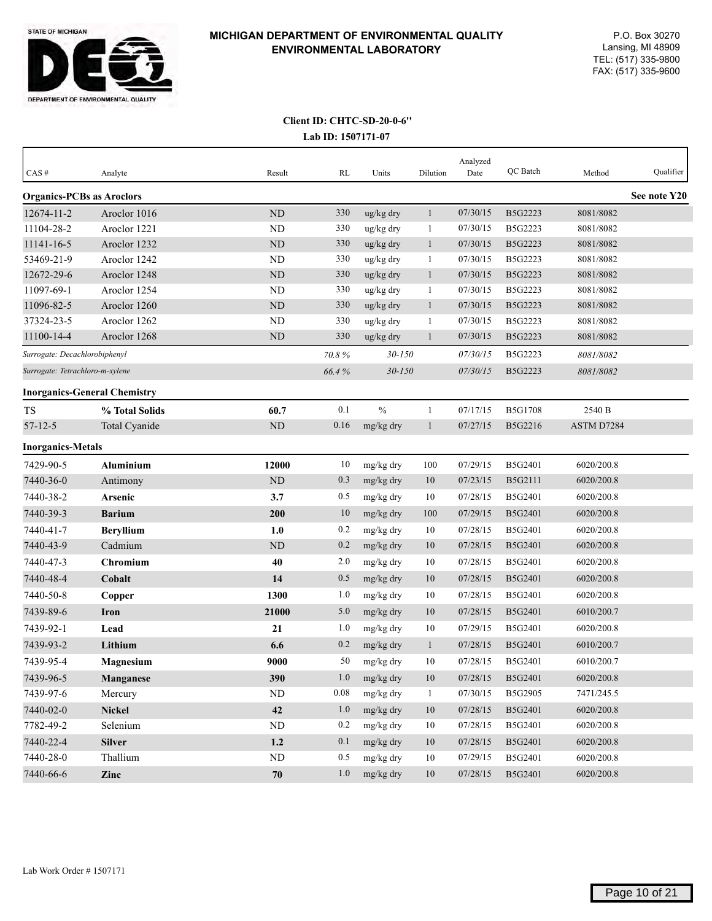**MICHIGAN DEPARTMENT OF ENVIRONMENTAL QUALITY**
**ENVIRONMENTAL LABORATORY**

P.O. Box 30270
Lansing, MI 48909
TEL: (517) 335-9800
FAX: (517) 335-9600

**Client ID: CHTC-SD-20-0-6''**
**Lab ID: 1507171-07**

| CAS # | Analyte | Result | RL | Units | Dilution | Analyzed Date | QC Batch | Method | Qualifier |
|---|---|---|---|---|---|---|---|---|---|
| **Organics-PCBs as Aroclors** | | | | | | | | | **See note Y20** |
| 12674-11-2 | Aroclor 1016 | ND | 330 | ug/kg dry | 1 | 07/30/15 | B5G2223 | 8081/8082 | |
| 11104-28-2 | Aroclor 1221 | ND | 330 | ug/kg dry | 1 | 07/30/15 | B5G2223 | 8081/8082 | |
| 11141-16-5 | Aroclor 1232 | ND | 330 | ug/kg dry | 1 | 07/30/15 | B5G2223 | 8081/8082 | |
| 53469-21-9 | Aroclor 1242 | ND | 330 | ug/kg dry | 1 | 07/30/15 | B5G2223 | 8081/8082 | |
| 12672-29-6 | Aroclor 1248 | ND | 330 | ug/kg dry | 1 | 07/30/15 | B5G2223 | 8081/8082 | |
| 11097-69-1 | Aroclor 1254 | ND | 330 | ug/kg dry | 1 | 07/30/15 | B5G2223 | 8081/8082 | |
| 11096-82-5 | Aroclor 1260 | ND | 330 | ug/kg dry | 1 | 07/30/15 | B5G2223 | 8081/8082 | |
| 37324-23-5 | Aroclor 1262 | ND | 330 | ug/kg dry | 1 | 07/30/15 | B5G2223 | 8081/8082 | |
| 11100-14-4 | Aroclor 1268 | ND | 330 | ug/kg dry | 1 | 07/30/15 | B5G2223 | 8081/8082 | |
| *Surrogate: Decachlorobiphenyl* | | *70.8 %* | *30-150* | | | *07/30/15* | B5G2223 | *8081/8082* | |
| *Surrogate: Tetrachloro-m-xylene* | | *66.4 %* | *30-150* | | | *07/30/15* | B5G2223 | *8081/8082* | |
| **Inorganics-General Chemistry** | | | | | | | | | |
| TS | **% Total Solids** | **60.7** | 0.1 | % | 1 | 07/17/15 | B5G1708 | 2540 B | |
| 57-12-5 | Total Cyanide | ND | 0.16 | mg/kg dry | 1 | 07/27/15 | B5G2216 | ASTM D7284 | |
| **Inorganics-Metals** | | | | | | | | | |
| 7429-90-5 | **Aluminium** | **12000** | 10 | mg/kg dry | 100 | 07/29/15 | B5G2401 | 6020/200.8 | |
| 7440-36-0 | Antimony | ND | 0.3 | mg/kg dry | 10 | 07/23/15 | B5G2111 | 6020/200.8 | |
| 7440-38-2 | **Arsenic** | **3.7** | 0.5 | mg/kg dry | 10 | 07/28/15 | B5G2401 | 6020/200.8 | |
| 7440-39-3 | **Barium** | **200** | 10 | mg/kg dry | 100 | 07/29/15 | B5G2401 | 6020/200.8 | |
| 7440-41-7 | **Beryllium** | **1.0** | 0.2 | mg/kg dry | 10 | 07/28/15 | B5G2401 | 6020/200.8 | |
| 7440-43-9 | Cadmium | ND | 0.2 | mg/kg dry | 10 | 07/28/15 | B5G2401 | 6020/200.8 | |
| 7440-47-3 | **Chromium** | **40** | 2.0 | mg/kg dry | 10 | 07/28/15 | B5G2401 | 6020/200.8 | |
| 7440-48-4 | **Cobalt** | **14** | 0.5 | mg/kg dry | 10 | 07/28/15 | B5G2401 | 6020/200.8 | |
| 7440-50-8 | **Copper** | **1300** | 1.0 | mg/kg dry | 10 | 07/28/15 | B5G2401 | 6020/200.8 | |
| 7439-89-6 | **Iron** | **21000** | 5.0 | mg/kg dry | 10 | 07/28/15 | B5G2401 | 6010/200.7 | |
| 7439-92-1 | **Lead** | **21** | 1.0 | mg/kg dry | 10 | 07/29/15 | B5G2401 | 6020/200.8 | |
| 7439-93-2 | **Lithium** | **6.6** | 0.2 | mg/kg dry | 1 | 07/28/15 | B5G2401 | 6010/200.7 | |
| 7439-95-4 | **Magnesium** | **9000** | 50 | mg/kg dry | 10 | 07/28/15 | B5G2401 | 6010/200.7 | |
| 7439-96-5 | **Manganese** | **390** | 1.0 | mg/kg dry | 10 | 07/28/15 | B5G2401 | 6020/200.8 | |
| 7439-97-6 | Mercury | ND | 0.08 | mg/kg dry | 1 | 07/30/15 | B5G2905 | 7471/245.5 | |
| 7440-02-0 | **Nickel** | **42** | 1.0 | mg/kg dry | 10 | 07/28/15 | B5G2401 | 6020/200.8 | |
| 7782-49-2 | Selenium | ND | 0.2 | mg/kg dry | 10 | 07/28/15 | B5G2401 | 6020/200.8 | |
| 7440-22-4 | **Silver** | **1.2** | 0.1 | mg/kg dry | 10 | 07/28/15 | B5G2401 | 6020/200.8 | |
| 7440-28-0 | Thallium | ND | 0.5 | mg/kg dry | 10 | 07/29/15 | B5G2401 | 6020/200.8 | |
| 7440-66-6 | **Zinc** | **70** | 1.0 | mg/kg dry | 10 | 07/28/15 | B5G2401 | 6020/200.8 | |

Lab Work Order # 1507171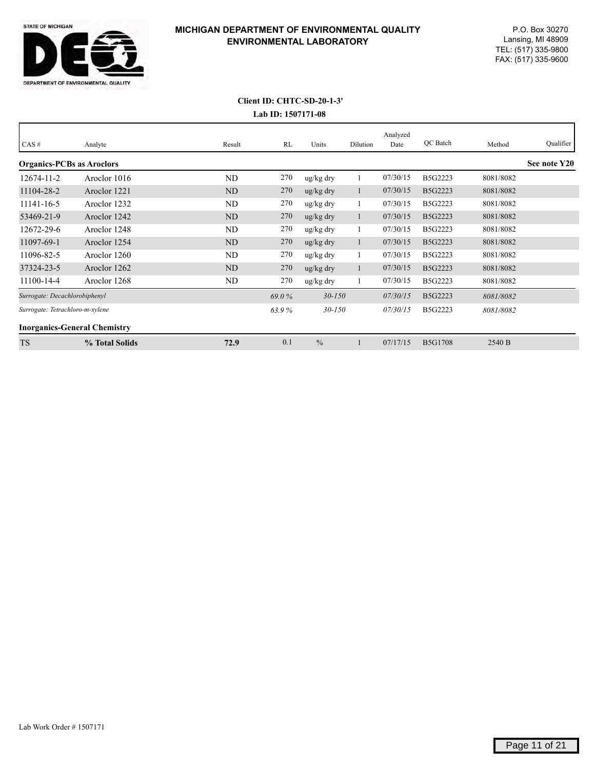STATE OF MICHIGAN

DEQ

DEPARTMENT OF ENVIRONMENTAL QUALITY

**MICHIGAN DEPARTMENT OF ENVIRONMENTAL QUALITY**
**ENVIRONMENTAL LABORATORY**

P.O. Box 30270
Lansing, MI 48909
TEL: (517) 335-9800
FAX: (517) 335-9600

**Client ID: CHTC-SD-20-1-3'**

**Lab ID: 1507171-08**

| CAS # | Analyte | Result | RL | Units | Dilution | Analyzed Date | QC Batch | Method | Qualifier |
|---|---|---|---|---|---|---|---|---|---|
| **Organics-PCBs as Aroclors** | | | | | | | | | **See note Y20** |
| 12674-11-2 | Aroclor 1016 | ND | 270 | ug/kg dry | 1 | 07/30/15 | B5G2223 | 8081/8082 | |
| 11104-28-2 | Aroclor 1221 | ND | 270 | ug/kg dry | 1 | 07/30/15 | B5G2223 | 8081/8082 | |
| 11141-16-5 | Aroclor 1232 | ND | 270 | ug/kg dry | 1 | 07/30/15 | B5G2223 | 8081/8082 | |
| 53469-21-9 | Aroclor 1242 | ND | 270 | ug/kg dry | 1 | 07/30/15 | B5G2223 | 8081/8082 | |
| 12672-29-6 | Aroclor 1248 | ND | 270 | ug/kg dry | 1 | 07/30/15 | B5G2223 | 8081/8082 | |
| 11097-69-1 | Aroclor 1254 | ND | 270 | ug/kg dry | 1 | 07/30/15 | B5G2223 | 8081/8082 | |
| 11096-82-5 | Aroclor 1260 | ND | 270 | ug/kg dry | 1 | 07/30/15 | B5G2223 | 8081/8082 | |
| 37324-23-5 | Aroclor 1262 | ND | 270 | ug/kg dry | 1 | 07/30/15 | B5G2223 | 8081/8082 | |
| 11100-14-4 | Aroclor 1268 | ND | 270 | ug/kg dry | 1 | 07/30/15 | B5G2223 | 8081/8082 | |
| *Surrogate: Decachlorobiphenyl* | | | *69.0 %* | *30-150* | | *07/30/15* | B5G2223 | *8081/8082* | |
| *Surrogate: Tetrachloro-m-xylene* | | | *63.9 %* | *30-150* | | *07/30/15* | B5G2223 | *8081/8082* | |
| **Inorganics-General Chemistry** | | | | | | | | | |
| TS | **% Total Solids** | **72.9** | 0.1 | % | 1 | 07/17/15 | B5G1708 | 2540 B | |

Lab Work Order # 1507171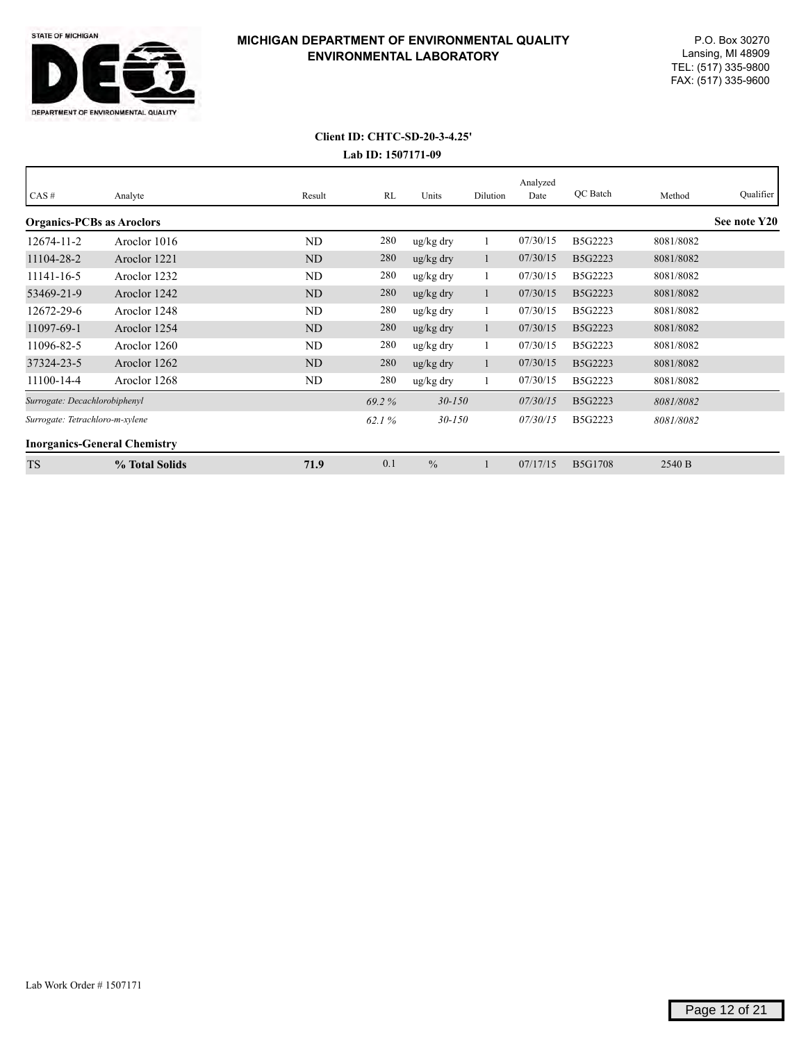**STATE OF MICHIGAN**

**DEPARTMENT OF ENVIRONMENTAL QUALITY**

## MICHIGAN DEPARTMENT OF ENVIRONMENTAL QUALITY ENVIRONMENTAL LABORATORY

P.O. Box 30270
Lansing, MI 48909
TEL: (517) 335-9800
FAX: (517) 335-9600

**Client ID: CHTC-SD-20-3-4.25'**

**Lab ID: 1507171-09**

| CAS # | Analyte | Result | RL | Units | Dilution | Analyzed Date | QC Batch | Method | Qualifier |
|---|---|---|---|---|---|---|---|---|---|
| **Organics-PCBs as Aroclors** | | | | | | | | | **See note Y20** |
| 12674-11-2 | Aroclor 1016 | ND | 280 | ug/kg dry | 1 | 07/30/15 | B5G2223 | 8081/8082 | |
| 11104-28-2 | Aroclor 1221 | ND | 280 | ug/kg dry | 1 | 07/30/15 | B5G2223 | 8081/8082 | |
| 11141-16-5 | Aroclor 1232 | ND | 280 | ug/kg dry | 1 | 07/30/15 | B5G2223 | 8081/8082 | |
| 53469-21-9 | Aroclor 1242 | ND | 280 | ug/kg dry | 1 | 07/30/15 | B5G2223 | 8081/8082 | |
| 12672-29-6 | Aroclor 1248 | ND | 280 | ug/kg dry | 1 | 07/30/15 | B5G2223 | 8081/8082 | |
| 11097-69-1 | Aroclor 1254 | ND | 280 | ug/kg dry | 1 | 07/30/15 | B5G2223 | 8081/8082 | |
| 11096-82-5 | Aroclor 1260 | ND | 280 | ug/kg dry | 1 | 07/30/15 | B5G2223 | 8081/8082 | |
| 37324-23-5 | Aroclor 1262 | ND | 280 | ug/kg dry | 1 | 07/30/15 | B5G2223 | 8081/8082 | |
| 11100-14-4 | Aroclor 1268 | ND | 280 | ug/kg dry | 1 | 07/30/15 | B5G2223 | 8081/8082 | |
| *Surrogate: Decachlorobiphenyl* | | | *69.2 %* | *30-150* | | *07/30/15* | B5G2223 | *8081/8082* | |
| *Surrogate: Tetrachloro-m-xylene* | | | *62.1 %* | *30-150* | | *07/30/15* | B5G2223 | *8081/8082* | |
| **Inorganics-General Chemistry** | | | | | | | | | |
| TS | **% Total Solids** | **71.9** | 0.1 | % | 1 | 07/17/15 | B5G1708 | 2540 B | |

Lab Work Order # 1507171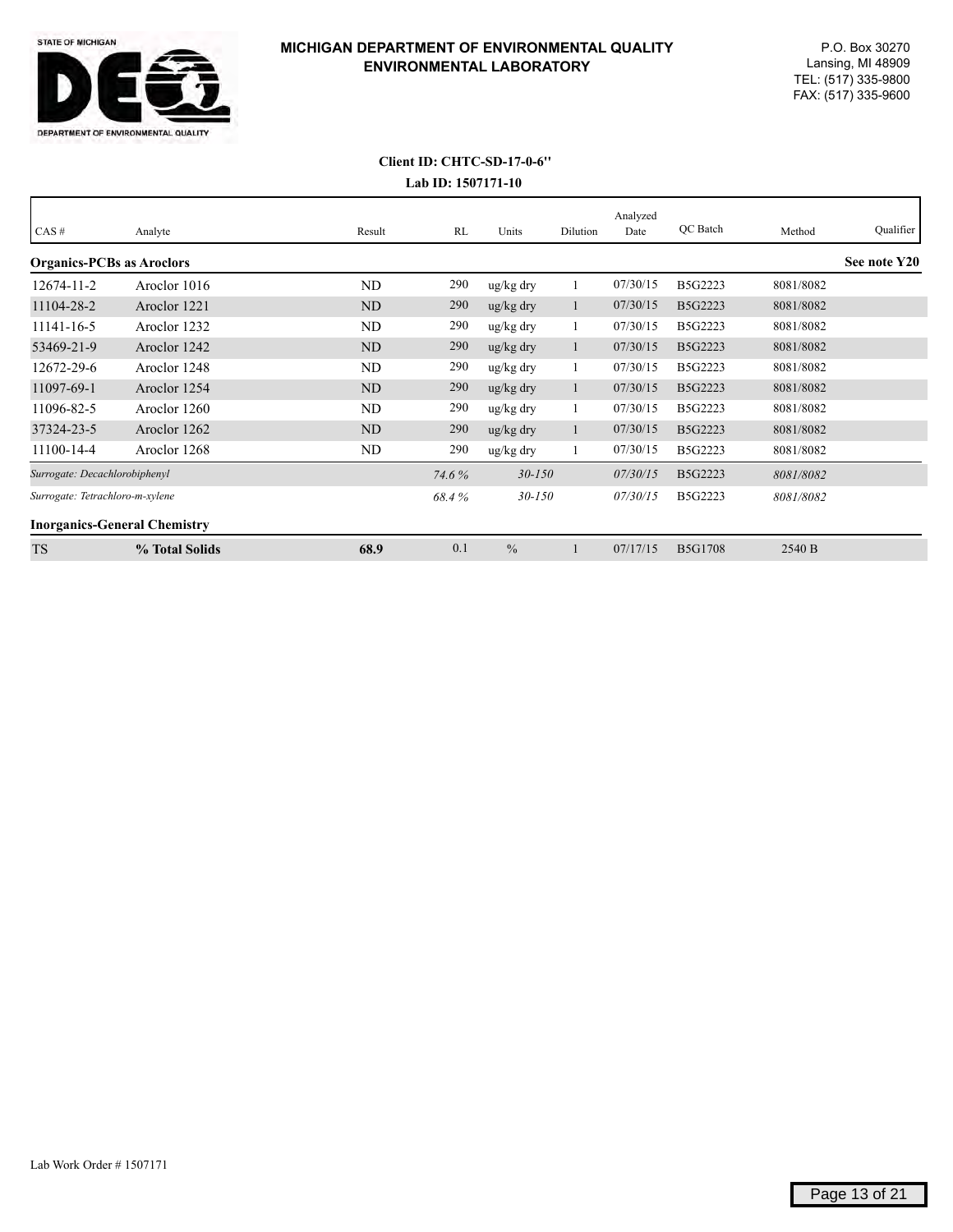MICHIGAN DEPARTMENT OF ENVIRONMENTAL QUALITY
ENVIRONMENTAL LABORATORY

P.O. Box 30270
Lansing, MI 48909
TEL: (517) 335-9800
FAX: (517) 335-9600

**Client ID: CHTC-SD-17-0-6"**

**Lab ID: 1507171-10**

| CAS # | Analyte | Result | RL | Units | Dilution | Analyzed Date | QC Batch | Method | Qualifier |
|---|---|---|---|---|---|---|---|---|---|
| **Organics-PCBs as Aroclors** | | | | | | | | | **See note Y20** |
| 12674-11-2 | Aroclor 1016 | ND | 290 | ug/kg dry | 1 | 07/30/15 | B5G2223 | 8081/8082 | |
| 11104-28-2 | Aroclor 1221 | ND | 290 | ug/kg dry | 1 | 07/30/15 | B5G2223 | 8081/8082 | |
| 11141-16-5 | Aroclor 1232 | ND | 290 | ug/kg dry | 1 | 07/30/15 | B5G2223 | 8081/8082 | |
| 53469-21-9 | Aroclor 1242 | ND | 290 | ug/kg dry | 1 | 07/30/15 | B5G2223 | 8081/8082 | |
| 12672-29-6 | Aroclor 1248 | ND | 290 | ug/kg dry | 1 | 07/30/15 | B5G2223 | 8081/8082 | |
| 11097-69-1 | Aroclor 1254 | ND | 290 | ug/kg dry | 1 | 07/30/15 | B5G2223 | 8081/8082 | |
| 11096-82-5 | Aroclor 1260 | ND | 290 | ug/kg dry | 1 | 07/30/15 | B5G2223 | 8081/8082 | |
| 37324-23-5 | Aroclor 1262 | ND | 290 | ug/kg dry | 1 | 07/30/15 | B5G2223 | 8081/8082 | |
| 11100-14-4 | Aroclor 1268 | ND | 290 | ug/kg dry | 1 | 07/30/15 | B5G2223 | 8081/8082 | |
| *Surrogate: Decachlorobiphenyl* | | | *74.6 %* | *30-150* | | *07/30/15* | B5G2223 | *8081/8082* | |
| *Surrogate: Tetrachloro-m-xylene* | | | *68.4 %* | *30-150* | | *07/30/15* | B5G2223 | *8081/8082* | |
| **Inorganics-General Chemistry** | | | | | | | | | |
| TS | **% Total Solids** | **68.9** | 0.1 | % | 1 | 07/17/15 | B5G1708 | 2540 B | |

Lab Work Order # 1507171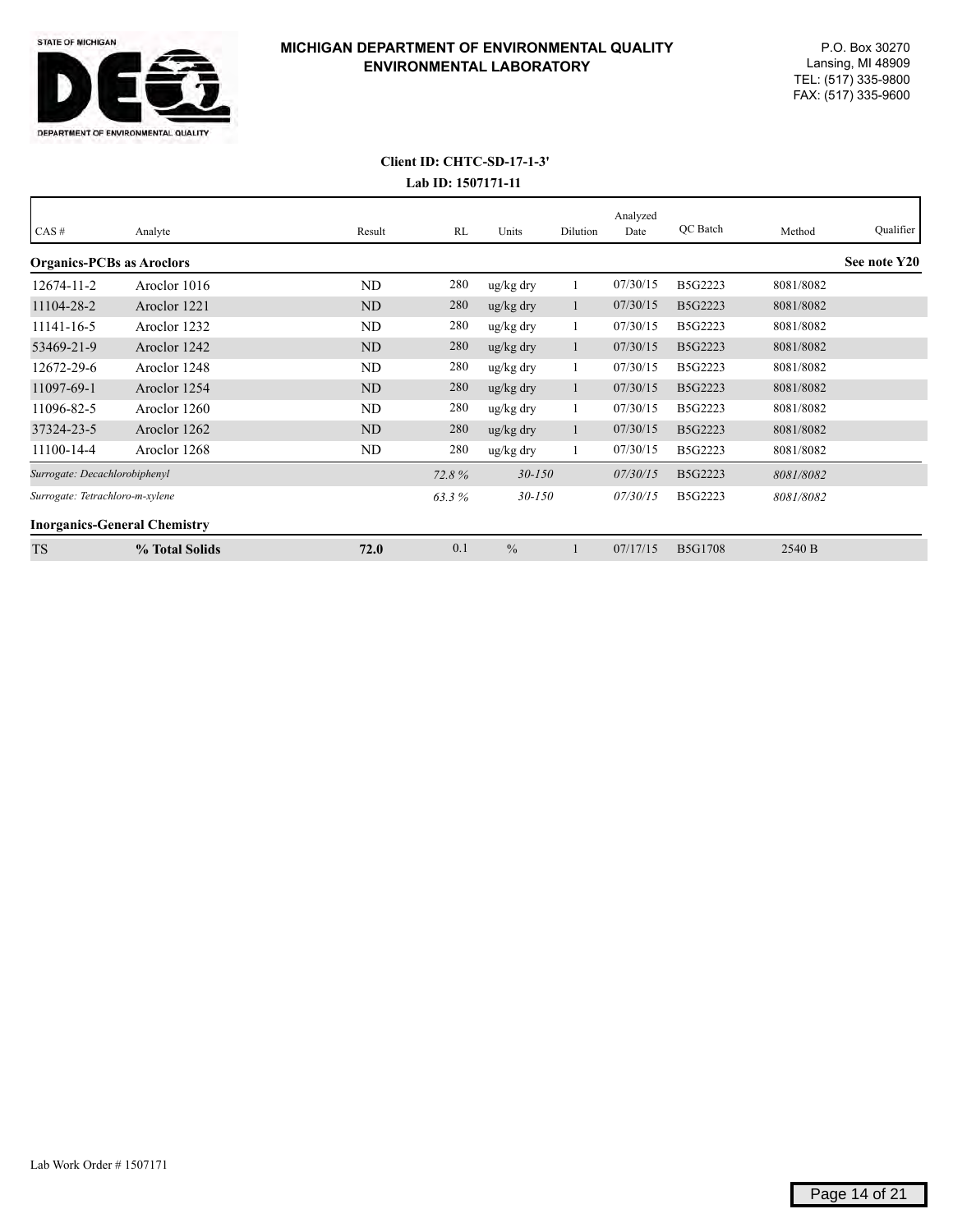**MICHIGAN DEPARTMENT OF ENVIRONMENTAL QUALITY**
**ENVIRONMENTAL LABORATORY**

P.O. Box 30270
Lansing, MI 48909
TEL: (517) 335-9800
FAX: (517) 335-9600

**Client ID: CHTC-SD-17-1-3'**

**Lab ID: 1507171-11**

| CAS # | Analyte | Result | RL | Units | Dilution | Analyzed Date | QC Batch | Method | Qualifier |
|---|---|---|---|---|---|---|---|---|---|
| **Organics-PCBs as Aroclors** | | | | | | | | | **See note Y20** |
| 12674-11-2 | Aroclor 1016 | ND | 280 | ug/kg dry | 1 | 07/30/15 | B5G2223 | 8081/8082 | |
| 11104-28-2 | Aroclor 1221 | ND | 280 | ug/kg dry | 1 | 07/30/15 | B5G2223 | 8081/8082 | |
| 11141-16-5 | Aroclor 1232 | ND | 280 | ug/kg dry | 1 | 07/30/15 | B5G2223 | 8081/8082 | |
| 53469-21-9 | Aroclor 1242 | ND | 280 | ug/kg dry | 1 | 07/30/15 | B5G2223 | 8081/8082 | |
| 12672-29-6 | Aroclor 1248 | ND | 280 | ug/kg dry | 1 | 07/30/15 | B5G2223 | 8081/8082 | |
| 11097-69-1 | Aroclor 1254 | ND | 280 | ug/kg dry | 1 | 07/30/15 | B5G2223 | 8081/8082 | |
| 11096-82-5 | Aroclor 1260 | ND | 280 | ug/kg dry | 1 | 07/30/15 | B5G2223 | 8081/8082 | |
| 37324-23-5 | Aroclor 1262 | ND | 280 | ug/kg dry | 1 | 07/30/15 | B5G2223 | 8081/8082 | |
| 11100-14-4 | Aroclor 1268 | ND | 280 | ug/kg dry | 1 | 07/30/15 | B5G2223 | 8081/8082 | |
| *Surrogate: Decachlorobiphenyl* | | | *72.8 %* | *30-150* | | *07/30/15* | B5G2223 | *8081/8082* | |
| *Surrogate: Tetrachloro-m-xylene* | | | *63.3 %* | *30-150* | | *07/30/15* | B5G2223 | *8081/8082* | |
| **Inorganics-General Chemistry** | | | | | | | | | |
| TS | **% Total Solids** | **72.0** | 0.1 | % | 1 | 07/17/15 | B5G1708 | 2540 B | |

Lab Work Order # 1507171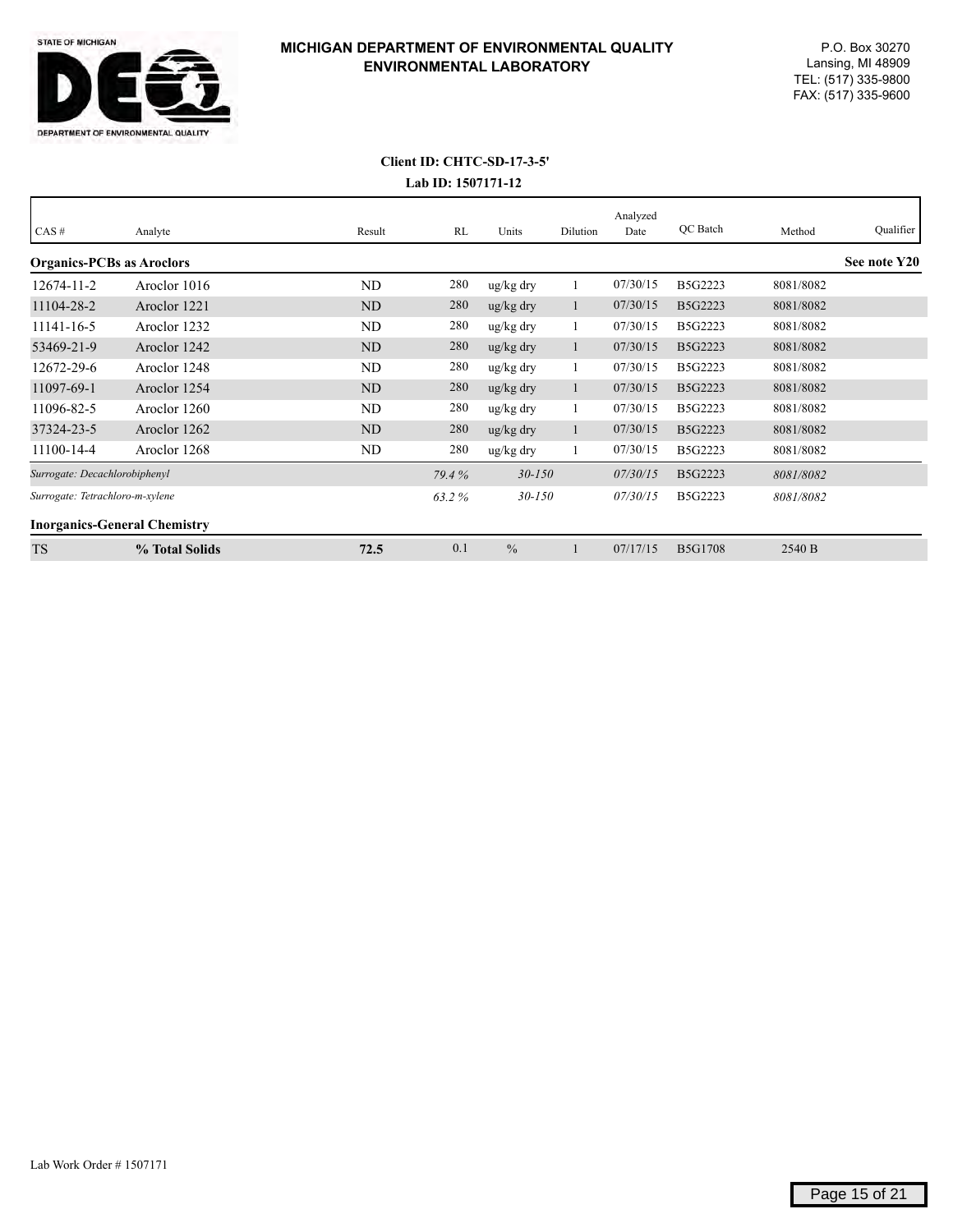**MICHIGAN DEPARTMENT OF ENVIRONMENTAL QUALITY**
**ENVIRONMENTAL LABORATORY**

P.O. Box 30270
Lansing, MI 48909
TEL: (517) 335-9800
FAX: (517) 335-9600

**Client ID: CHTC-SD-17-3-5'**
**Lab ID: 1507171-12**

| CAS # | Analyte | Result | RL | Units | Dilution | Analyzed Date | QC Batch | Method | Qualifier |
|---|---|---|---|---|---|---|---|---|---|
| **Organics-PCBs as Aroclors** | | | | | | | | | **See note Y20** |
| 12674-11-2 | Aroclor 1016 | ND | 280 | ug/kg dry | 1 | 07/30/15 | B5G2223 | 8081/8082 | |
| 11104-28-2 | Aroclor 1221 | ND | 280 | ug/kg dry | 1 | 07/30/15 | B5G2223 | 8081/8082 | |
| 11141-16-5 | Aroclor 1232 | ND | 280 | ug/kg dry | 1 | 07/30/15 | B5G2223 | 8081/8082 | |
| 53469-21-9 | Aroclor 1242 | ND | 280 | ug/kg dry | 1 | 07/30/15 | B5G2223 | 8081/8082 | |
| 12672-29-6 | Aroclor 1248 | ND | 280 | ug/kg dry | 1 | 07/30/15 | B5G2223 | 8081/8082 | |
| 11097-69-1 | Aroclor 1254 | ND | 280 | ug/kg dry | 1 | 07/30/15 | B5G2223 | 8081/8082 | |
| 11096-82-5 | Aroclor 1260 | ND | 280 | ug/kg dry | 1 | 07/30/15 | B5G2223 | 8081/8082 | |
| 37324-23-5 | Aroclor 1262 | ND | 280 | ug/kg dry | 1 | 07/30/15 | B5G2223 | 8081/8082 | |
| 11100-14-4 | Aroclor 1268 | ND | 280 | ug/kg dry | 1 | 07/30/15 | B5G2223 | 8081/8082 | |
| *Surrogate: Decachlorobiphenyl* | | | *79.4 %* | *30-150* | | *07/30/15* | B5G2223 | *8081/8082* | |
| *Surrogate: Tetrachloro-m-xylene* | | | *63.2 %* | *30-150* | | *07/30/15* | B5G2223 | *8081/8082* | |
| **Inorganics-General Chemistry** | | | | | | | | | |
| TS | **% Total Solids** | **72.5** | 0.1 | % | 1 | 07/17/15 | B5G1708 | 2540 B | |

Lab Work Order # 1507171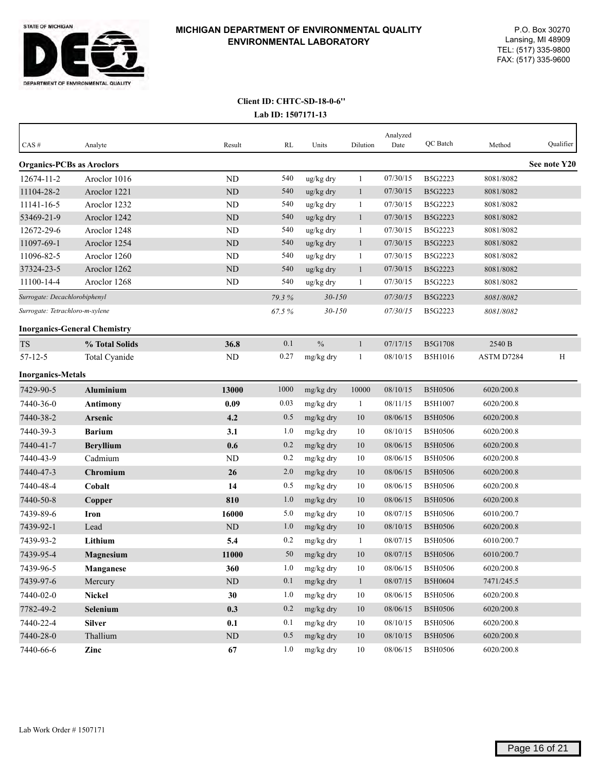**MICHIGAN DEPARTMENT OF ENVIRONMENTAL QUALITY**
**ENVIRONMENTAL LABORATORY**

P.O. Box 30270
Lansing, MI 48909
TEL: (517) 335-9800
FAX: (517) 335-9600

**Client ID: CHTC-SD-18-0-6"**
**Lab ID: 1507171-13**

| CAS # | Analyte | Result | RL | Units | Dilution | Analyzed Date | QC Batch | Method | Qualifier |
|---|---|---|---|---|---|---|---|---|---|
| **Organics-PCBs as Aroclors** | | | | | | | | | **See note Y20** |
| 12674-11-2 | Aroclor 1016 | ND | 540 | ug/kg dry | 1 | 07/30/15 | B5G2223 | 8081/8082 | |
| 11104-28-2 | Aroclor 1221 | ND | 540 | ug/kg dry | 1 | 07/30/15 | B5G2223 | 8081/8082 | |
| 11141-16-5 | Aroclor 1232 | ND | 540 | ug/kg dry | 1 | 07/30/15 | B5G2223 | 8081/8082 | |
| 53469-21-9 | Aroclor 1242 | ND | 540 | ug/kg dry | 1 | 07/30/15 | B5G2223 | 8081/8082 | |
| 12672-29-6 | Aroclor 1248 | ND | 540 | ug/kg dry | 1 | 07/30/15 | B5G2223 | 8081/8082 | |
| 11097-69-1 | Aroclor 1254 | ND | 540 | ug/kg dry | 1 | 07/30/15 | B5G2223 | 8081/8082 | |
| 11096-82-5 | Aroclor 1260 | ND | 540 | ug/kg dry | 1 | 07/30/15 | B5G2223 | 8081/8082 | |
| 37324-23-5 | Aroclor 1262 | ND | 540 | ug/kg dry | 1 | 07/30/15 | B5G2223 | 8081/8082 | |
| 11100-14-4 | Aroclor 1268 | ND | 540 | ug/kg dry | 1 | 07/30/15 | B5G2223 | 8081/8082 | |
| *Surrogate: Decachlorobiphenyl* | | | *79.3 %* | *30-150* | | *07/30/15* | B5G2223 | *8081/8082* | |
| *Surrogate: Tetrachloro-m-xylene* | | | *67.5 %* | *30-150* | | *07/30/15* | B5G2223 | *8081/8082* | |
| **Inorganics-General Chemistry** | | | | | | | | | |
| TS | **% Total Solids** | **36.8** | 0.1 | % | 1 | 07/17/15 | B5G1708 | 2540 B | |
| 57-12-5 | Total Cyanide | ND | 0.27 | mg/kg dry | 1 | 08/10/15 | B5H1016 | ASTM D7284 | H |
| **Inorganics-Metals** | | | | | | | | | |
| 7429-90-5 | **Aluminium** | **13000** | 1000 | mg/kg dry | 10000 | 08/10/15 | B5H0506 | 6020/200.8 | |
| 7440-36-0 | **Antimony** | **0.09** | 0.03 | mg/kg dry | 1 | 08/11/15 | B5H1007 | 6020/200.8 | |
| 7440-38-2 | **Arsenic** | **4.2** | 0.5 | mg/kg dry | 10 | 08/06/15 | B5H0506 | 6020/200.8 | |
| 7440-39-3 | **Barium** | **3.1** | 1.0 | mg/kg dry | 10 | 08/10/15 | B5H0506 | 6020/200.8 | |
| 7440-41-7 | **Beryllium** | **0.6** | 0.2 | mg/kg dry | 10 | 08/06/15 | B5H0506 | 6020/200.8 | |
| 7440-43-9 | Cadmium | ND | 0.2 | mg/kg dry | 10 | 08/06/15 | B5H0506 | 6020/200.8 | |
| 7440-47-3 | **Chromium** | **26** | 2.0 | mg/kg dry | 10 | 08/06/15 | B5H0506 | 6020/200.8 | |
| 7440-48-4 | **Cobalt** | **14** | 0.5 | mg/kg dry | 10 | 08/06/15 | B5H0506 | 6020/200.8 | |
| 7440-50-8 | **Copper** | **810** | 1.0 | mg/kg dry | 10 | 08/06/15 | B5H0506 | 6020/200.8 | |
| 7439-89-6 | **Iron** | **16000** | 5.0 | mg/kg dry | 10 | 08/07/15 | B5H0506 | 6010/200.7 | |
| 7439-92-1 | Lead | ND | 1.0 | mg/kg dry | 10 | 08/10/15 | B5H0506 | 6020/200.8 | |
| 7439-93-2 | **Lithium** | **5.4** | 0.2 | mg/kg dry | 1 | 08/07/15 | B5H0506 | 6010/200.7 | |
| 7439-95-4 | **Magnesium** | **11000** | 50 | mg/kg dry | 10 | 08/07/15 | B5H0506 | 6010/200.7 | |
| 7439-96-5 | **Manganese** | **360** | 1.0 | mg/kg dry | 10 | 08/06/15 | B5H0506 | 6020/200.8 | |
| 7439-97-6 | Mercury | ND | 0.1 | mg/kg dry | 1 | 08/07/15 | B5H0604 | 7471/245.5 | |
| 7440-02-0 | **Nickel** | **30** | 1.0 | mg/kg dry | 10 | 08/06/15 | B5H0506 | 6020/200.8 | |
| 7782-49-2 | **Selenium** | **0.3** | 0.2 | mg/kg dry | 10 | 08/06/15 | B5H0506 | 6020/200.8 | |
| 7440-22-4 | **Silver** | **0.1** | 0.1 | mg/kg dry | 10 | 08/10/15 | B5H0506 | 6020/200.8 | |
| 7440-28-0 | Thallium | ND | 0.5 | mg/kg dry | 10 | 08/10/15 | B5H0506 | 6020/200.8 | |
| 7440-66-6 | **Zinc** | **67** | 1.0 | mg/kg dry | 10 | 08/06/15 | B5H0506 | 6020/200.8 | |

Lab Work Order # 1507171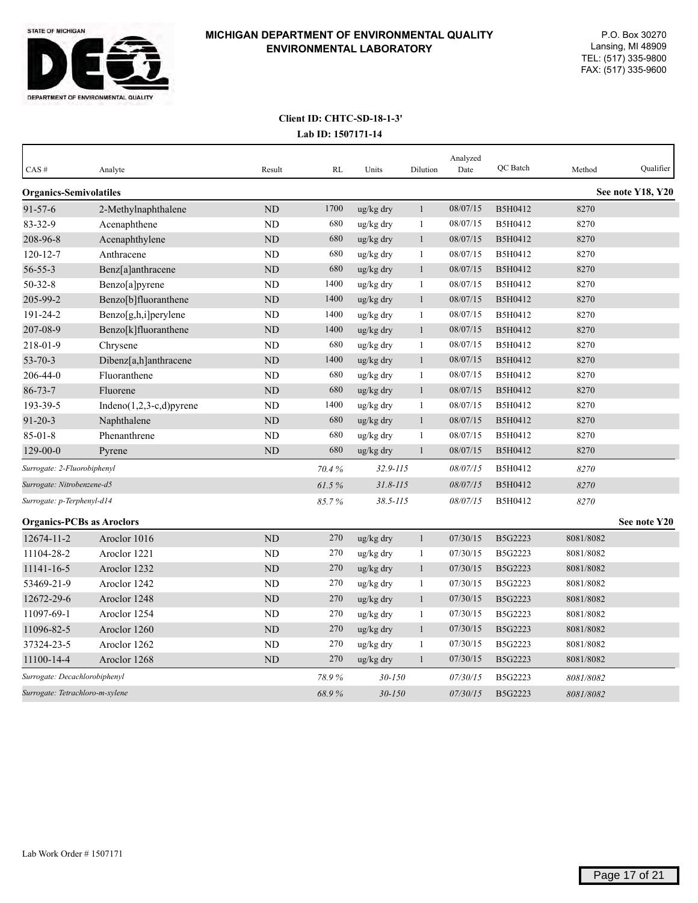**MICHIGAN DEPARTMENT OF ENVIRONMENTAL QUALITY**
**ENVIRONMENTAL LABORATORY**

P.O. Box 30270
Lansing, MI 48909
TEL: (517) 335-9800
FAX: (517) 335-9600

**Client ID: CHTC-SD-18-1-3'**
**Lab ID: 1507171-14**

| CAS # | Analyte | Result | RL | Units | Dilution | Analyzed Date | QC Batch | Method | Qualifier |
|---|---|---|---|---|---|---|---|---|---|
| **Organics-Semivolatiles** | | | | | | | | | **See note Y18, Y20** |
| 91-57-6 | 2-Methylnaphthalene | ND | 1700 | ug/kg dry | 1 | 08/07/15 | B5H0412 | 8270 | |
| 83-32-9 | Acenaphthene | ND | 680 | ug/kg dry | 1 | 08/07/15 | B5H0412 | 8270 | |
| 208-96-8 | Acenaphthylene | ND | 680 | ug/kg dry | 1 | 08/07/15 | B5H0412 | 8270 | |
| 120-12-7 | Anthracene | ND | 680 | ug/kg dry | 1 | 08/07/15 | B5H0412 | 8270 | |
| 56-55-3 | Benz[a]anthracene | ND | 680 | ug/kg dry | 1 | 08/07/15 | B5H0412 | 8270 | |
| 50-32-8 | Benzo[a]pyrene | ND | 1400 | ug/kg dry | 1 | 08/07/15 | B5H0412 | 8270 | |
| 205-99-2 | Benzo[b]fluoranthene | ND | 1400 | ug/kg dry | 1 | 08/07/15 | B5H0412 | 8270 | |
| 191-24-2 | Benzo[g,h,i]perylene | ND | 1400 | ug/kg dry | 1 | 08/07/15 | B5H0412 | 8270 | |
| 207-08-9 | Benzo[k]fluoranthene | ND | 1400 | ug/kg dry | 1 | 08/07/15 | B5H0412 | 8270 | |
| 218-01-9 | Chrysene | ND | 680 | ug/kg dry | 1 | 08/07/15 | B5H0412 | 8270 | |
| 53-70-3 | Dibenz[a,h]anthracene | ND | 1400 | ug/kg dry | 1 | 08/07/15 | B5H0412 | 8270 | |
| 206-44-0 | Fluoranthene | ND | 680 | ug/kg dry | 1 | 08/07/15 | B5H0412 | 8270 | |
| 86-73-7 | Fluorene | ND | 680 | ug/kg dry | 1 | 08/07/15 | B5H0412 | 8270 | |
| 193-39-5 | Indeno(1,2,3-c,d)pyrene | ND | 1400 | ug/kg dry | 1 | 08/07/15 | B5H0412 | 8270 | |
| 91-20-3 | Naphthalene | ND | 680 | ug/kg dry | 1 | 08/07/15 | B5H0412 | 8270 | |
| 85-01-8 | Phenanthrene | ND | 680 | ug/kg dry | 1 | 08/07/15 | B5H0412 | 8270 | |
| 129-00-0 | Pyrene | ND | 680 | ug/kg dry | 1 | 08/07/15 | B5H0412 | 8270 | |
| *Surrogate: 2-Fluorobiphenyl* | | | *70.4 %* | *32.9-115* | | *08/07/15* | B5H0412 | *8270* | |
| *Surrogate: Nitrobenzene-d5* | | | *61.5 %* | *31.8-115* | | *08/07/15* | B5H0412 | *8270* | |
| *Surrogate: p-Terphenyl-d14* | | | *85.7 %* | *38.5-115* | | *08/07/15* | B5H0412 | *8270* | |
| **Organics-PCBs as Aroclors** | | | | | | | | | **See note Y20** |
| 12674-11-2 | Aroclor 1016 | ND | 270 | ug/kg dry | 1 | 07/30/15 | B5G2223 | 8081/8082 | |
| 11104-28-2 | Aroclor 1221 | ND | 270 | ug/kg dry | 1 | 07/30/15 | B5G2223 | 8081/8082 | |
| 11141-16-5 | Aroclor 1232 | ND | 270 | ug/kg dry | 1 | 07/30/15 | B5G2223 | 8081/8082 | |
| 53469-21-9 | Aroclor 1242 | ND | 270 | ug/kg dry | 1 | 07/30/15 | B5G2223 | 8081/8082 | |
| 12672-29-6 | Aroclor 1248 | ND | 270 | ug/kg dry | 1 | 07/30/15 | B5G2223 | 8081/8082 | |
| 11097-69-1 | Aroclor 1254 | ND | 270 | ug/kg dry | 1 | 07/30/15 | B5G2223 | 8081/8082 | |
| 11096-82-5 | Aroclor 1260 | ND | 270 | ug/kg dry | 1 | 07/30/15 | B5G2223 | 8081/8082 | |
| 37324-23-5 | Aroclor 1262 | ND | 270 | ug/kg dry | 1 | 07/30/15 | B5G2223 | 8081/8082 | |
| 11100-14-4 | Aroclor 1268 | ND | 270 | ug/kg dry | 1 | 07/30/15 | B5G2223 | 8081/8082 | |
| *Surrogate: Decachlorobiphenyl* | | | *78.9 %* | *30-150* | | *07/30/15* | B5G2223 | *8081/8082* | |
| *Surrogate: Tetrachloro-m-xylene* | | | *68.9 %* | *30-150* | | *07/30/15* | B5G2223 | *8081/8082* | |

Lab Work Order # 1507171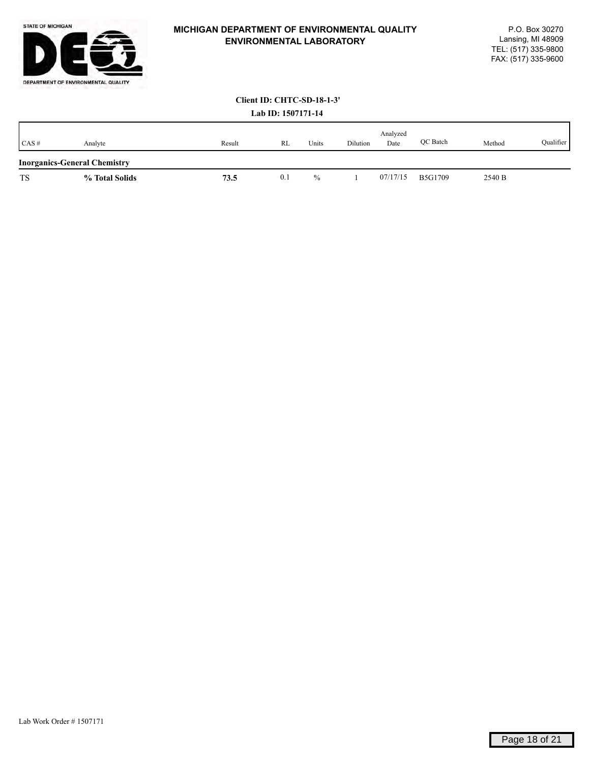**MICHIGAN DEPARTMENT OF ENVIRONMENTAL QUALITY**
**ENVIRONMENTAL LABORATORY**

P.O. Box 30270
Lansing, MI 48909
TEL: (517) 335-9800
FAX: (517) 335-9600

**Client ID: CHTC-SD-18-1-3'**

**Lab ID: 1507171-14**

| CAS # | Analyte | Result | RL | Units | Dilution | Analyzed Date | QC Batch | Method | Qualifier |
|---|---|---|---|---|---|---|---|---|---|
| **Inorganics-General Chemistry** | | | | | | | | | |
| TS | **% Total Solids** | **73.5** | 0.1 | % | 1 | 07/17/15 | B5G1709 | 2540 B | |

Lab Work Order # 1507171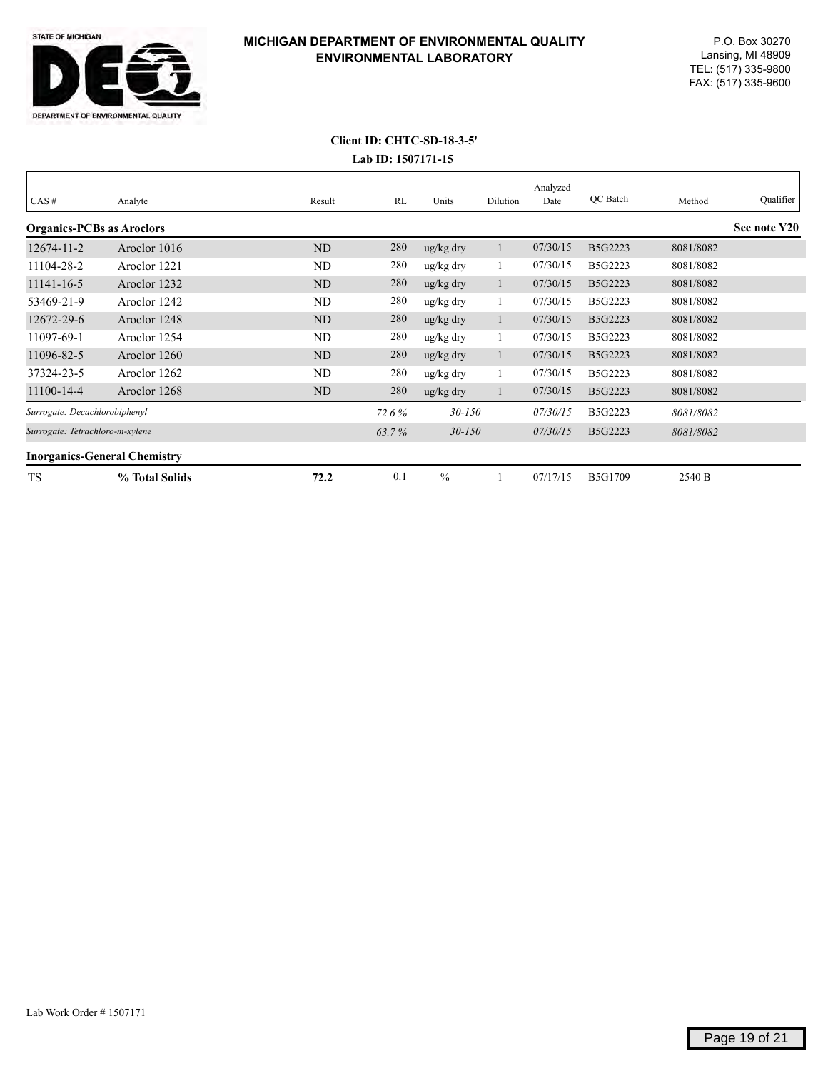**MICHIGAN DEPARTMENT OF ENVIRONMENTAL QUALITY**
**ENVIRONMENTAL LABORATORY**

P.O. Box 30270
Lansing, MI 48909
TEL: (517) 335-9800
FAX: (517) 335-9600

**Client ID: CHTC-SD-18-3-5'**
**Lab ID: 1507171-15**

| CAS # | Analyte | Result | RL | Units | Dilution | Analyzed Date | QC Batch | Method | Qualifier |
|---|---|---|---|---|---|---|---|---|---|
| **Organics-PCBs as Aroclors** | | | | | | | | | **See note Y20** |
| 12674-11-2 | Aroclor 1016 | ND | 280 | ug/kg dry | 1 | 07/30/15 | B5G2223 | 8081/8082 | |
| 11104-28-2 | Aroclor 1221 | ND | 280 | ug/kg dry | 1 | 07/30/15 | B5G2223 | 8081/8082 | |
| 11141-16-5 | Aroclor 1232 | ND | 280 | ug/kg dry | 1 | 07/30/15 | B5G2223 | 8081/8082 | |
| 53469-21-9 | Aroclor 1242 | ND | 280 | ug/kg dry | 1 | 07/30/15 | B5G2223 | 8081/8082 | |
| 12672-29-6 | Aroclor 1248 | ND | 280 | ug/kg dry | 1 | 07/30/15 | B5G2223 | 8081/8082 | |
| 11097-69-1 | Aroclor 1254 | ND | 280 | ug/kg dry | 1 | 07/30/15 | B5G2223 | 8081/8082 | |
| 11096-82-5 | Aroclor 1260 | ND | 280 | ug/kg dry | 1 | 07/30/15 | B5G2223 | 8081/8082 | |
| 37324-23-5 | Aroclor 1262 | ND | 280 | ug/kg dry | 1 | 07/30/15 | B5G2223 | 8081/8082 | |
| 11100-14-4 | Aroclor 1268 | ND | 280 | ug/kg dry | 1 | 07/30/15 | B5G2223 | 8081/8082 | |
| *Surrogate: Decachlorobiphenyl* | | | *72.6 %* | *30-150* | | *07/30/15* | B5G2223 | *8081/8082* | |
| *Surrogate: Tetrachloro-m-xylene* | | | *63.7 %* | *30-150* | | *07/30/15* | B5G2223 | *8081/8082* | |
| **Inorganics-General Chemistry** | | | | | | | | | |
| TS | **% Total Solids** | **72.2** | 0.1 | % | 1 | 07/17/15 | B5G1709 | 2540 B | |

Lab Work Order # 1507171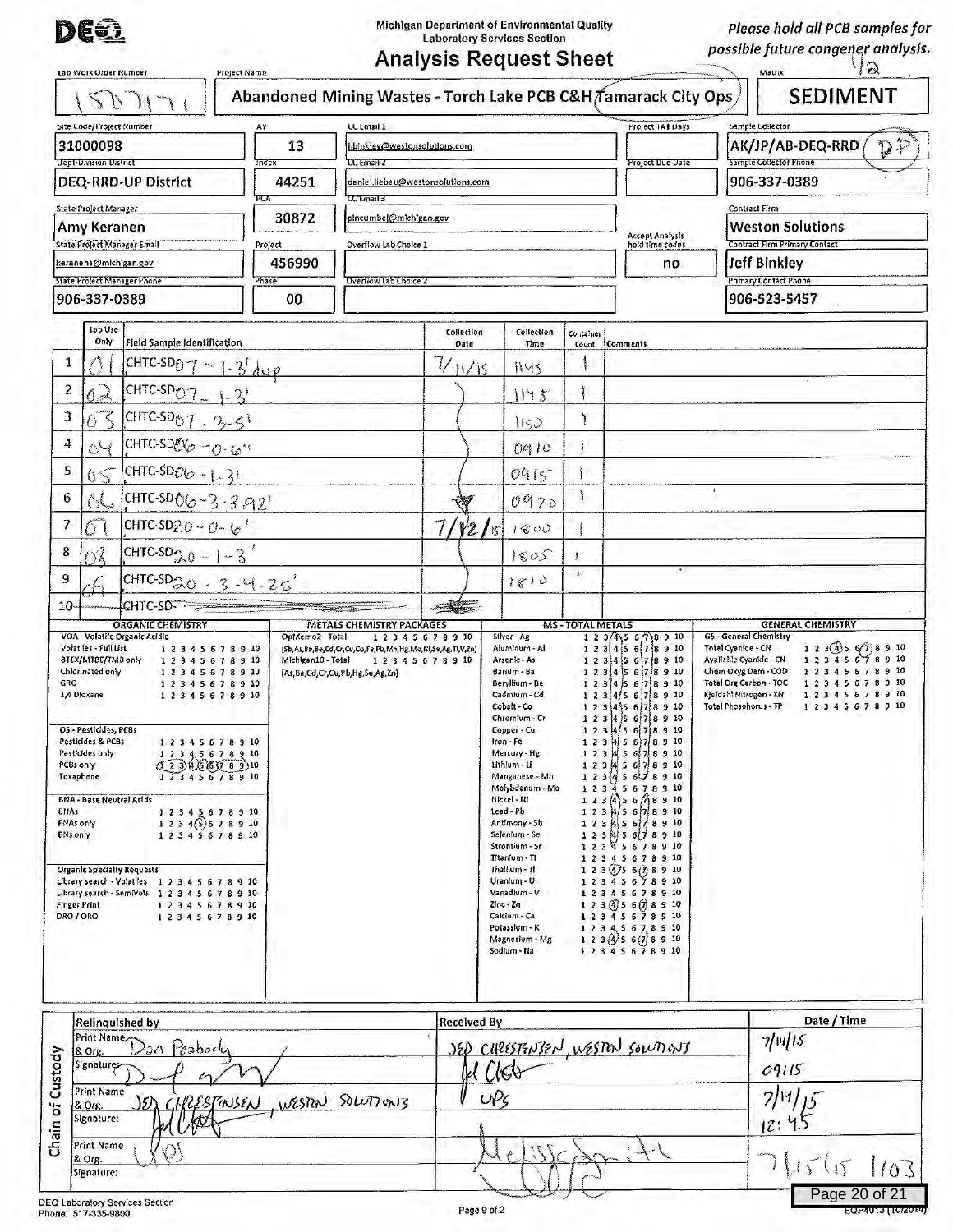# DEQ

Michigan Department of Environmental Quality
Laboratory Services Section

## Analysis Request Sheet

*Please hold all PCB samples for possible future congener analysis.*

| Lab Work Order Number | Project Name | | Matrix |
|---|---|---|---|
| 1507171 | Abandoned Mining Wastes - Torch Lake PCB C&H Tamarack City Ops | | SEDIMENT |

| Site Code/Project Number | AY | CC Email 1 | Project TAT Days | Sample Collector |
|---|---|---|---|---|
| 31000098 | 13 | j.binkley@westonsolutions.com | | AK/JP/AB-DEQ-RRD DP |
| **Dept-Division-District** | **Index** | **CC Email 2** | **Project Due Date** | **Sample Collector Phone** |
| DEQ-RRD-UP District | 44251 | daniel.liebau@westonsolutions.com | | 906-337-0389 |
| **State Project Manager** | **PCA** | **CC Email 3** | | **Contract Firm** |
| Amy Keranen | 30872 | pincumbel@michigan.gov | | Weston Solutions |
| **State Project Manager Email** | **Project** | **Overflow Lab Choice 1** | **Accept Analysis hold time codes** | **Contract Firm Primary Contact** |
| keranena@michigan.gov | 456990 | | no | Jeff Binkley |
| **State Project Manager Phone** | **Phase** | **Overflow Lab Choice 2** | | **Primary Contact Phone** |
| 906-337-0389 | 00 | | | 906-523-5457 |

| | Lab Use Only | Field Sample Identification | Collection Date | Collection Time | Container Count | Comments |
|---|---|---|---|---|---|---|
| 1 | 01 | CHTC-SD07 - 1-3' dup | 7/11/15 | 1145 | 1 | |
| 2 | 02 | CHTC-SD07 - 1-3' | | 1145 | 1 | |
| 3 | 03 | CHTC-SD07 - 3-5' | | 1150 | 1 | |
| 4 | 04 | CHTC-SD06 - 0-6" | | 0910 | 1 | |
| 5 | 05 | CHTC-SD06 - 1-3' | | 0915 | 1 | |
| 6 | 06 | CHTC-SD06 - 3-3.92' | | 0920 | 1 | |
| 7 | 07 | CHTC-SD20 - 0-6" | 7/12/15 | 1800 | 1 | |
| 8 | 08 | CHTC-SD20 - 1-3' | | 1805 | 1 | |
| 9 | 09 | CHTC-SD20 - 3-4.25' | | 1810 | 1 | |
| 10 | | CHTC-SD- | | | | |

### ORGANIC CHEMISTRY

**VOA - Volatile Organic Acidic**
- Volatiles - Full List 1 2 3 4 5 6 7 8 9 10
- BTEX/MTBE/TMB only 1 2 3 4 5 6 7 8 9 10
- Chlorinated only 1 2 3 4 5 6 7 8 9 10
- GRO 1 2 3 4 5 6 7 8 9 10
- 1,4 Dioxane 1 2 3 4 5 6 7 8 9 10

**OS - Pesticides, PCBs**
- Pesticides & PCBs 1 2 3 4 5 6 7 8 9 10
- Pesticides only 1 2 3 4 5 6 7 8 9 10
- PCBs only (1) (2) (3) (4) (5) (6) (7) (8) (9) 10
- Toxaphene 1 2 3 4 5 6 7 8 9 10

**BNA - Base Neutral Acids**
- BNAs 1 2 3 4 5 6 7 8 9 10
- PNAs only 1 2 3 4 (5) 6 7 8 9 10
- BNs only 1 2 3 4 5 6 7 8 9 10

**Organic Specialty Requests**
- Library search - Volatiles 1 2 3 4 5 6 7 8 9 10
- Library search - SemiVols 1 2 3 4 5 6 7 8 9 10
- Finger Print 1 2 3 4 5 6 7 8 9 10
- DRO / ORO 1 2 3 4 5 6 7 8 9 10

### METALS CHEMISTRY PACKAGES
- OpMemo2 - Total 1 2 3 4 5 6 7 8 9 10 (Sb,As,Ba,Be,Cd,Cr,Cu,Co,Fe,Pb,Mn,Hg,Mo,Ni,Se,Ag,Tl,V,Zn)
- Michigan10 - Total 1 2 3 4 5 6 7 8 9 10 (As,Ba,Cd,Cr,Cu,Pb,Hg,Se,Ag,Zn)

### MS - TOTAL METALS
Silver - Ag, Aluminum - Al, Arsenic - As, Barium - Ba, Beryllium - Be, Cadmium - Cd, Cobalt - Co, Chromium - Cr, Copper - Cu, Iron - Fe, Mercury - Hg, Lithium - Li, Manganese - Mn, Molybdenum - Mo, Nickel - Ni, Lead - Pb, Antimony - Sb, Selenium - Se, Strontium - Sr, Titanium - Ti, Thallium - Tl, Uranium - U, Vanadium - V, Zinc - Zn, Calcium - Ca, Potassium - K, Magnesium - Mg, Sodium - Na (each 1 2 3 4 5 6 7 8 9 10; samples 4 and 7 marked for most metals)

### GENERAL CHEMISTRY
- GS - General Chemistry
- Total Cyanide - CN 1 2 3 (4) 5 6 (7) 8 9 10
- Available Cyanide - CN 1 2 3 4 5 6 7 8 9 10
- Chem Oxyg Dem - COD 1 2 3 4 5 6 7 8 9 10
- Total Org Carbon - TOC 1 2 3 4 5 6 7 8 9 10
- Kjeldahl Nitrogen - KN 1 2 3 4 5 6 7 8 9 10
- Total Phosphorus - TP 1 2 3 4 5 6 7 8 9 10

### Chain of Custody

| Relinquished by | Received By | Date / Time |
|---|---|---|
| Print Name & Org.: Dan Peabody / Signature | JED CHRISTENSEN, WESTON SOLUTIONS / Signature | 7/14/15 09:15 |
| Print Name & Org.: JED CHRISTENSEN, WESTON SOLUTIONS / Signature | UPS | 7/14/15 12:45 |
| Print Name & Org.: UPS | Melissa Smith | 7/15/15 1103 |

DEQ Laboratory Services Section
Phone: 517-335-9800

Page 9 of 2

EQP4013 (10/2014)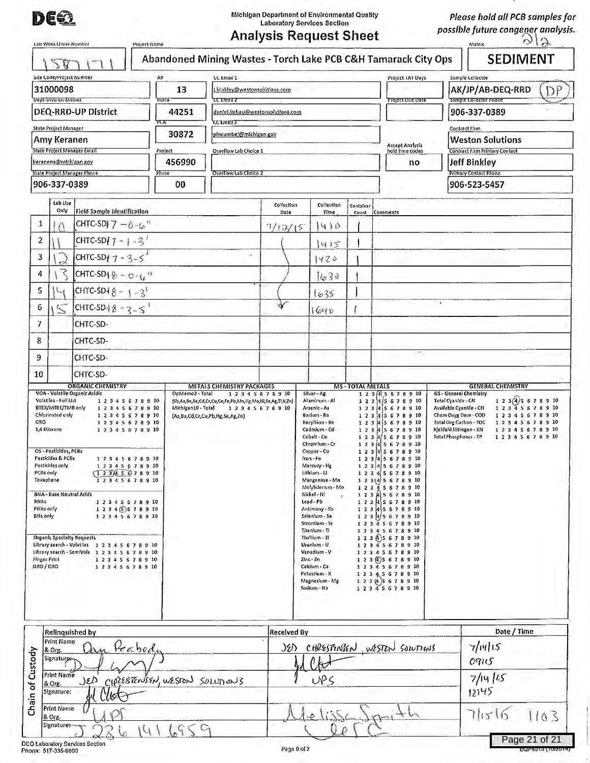**DEQ**

Michigan Department of Environmental Quality
Laboratory Services Section

# Analysis Request Sheet

*Please hold all PCB samples for possible future congener analysis.*

| Lab Work Order Number | Project Name | Matrix |
|---|---|---|
| 1507171 | Abandoned Mining Wastes - Torch Lake PCB C&H Tamarack City Ops | SEDIMENT (212) |

| Field | Value | Field | Value | Field | Value | Field | Value |
|---|---|---|---|---|---|---|---|
| Site Code/Project Number | 31000098 | AY | 13 | CC Email 1 | j.binkley@westonsolutions.com | Sample Collector | AK/JP/AB-DEQ-RRD (DP) |
| Dept-Division-District | DEQ-RRD-UP District | Index | 44251 | CC Email 2 | daniel.liebau@westonsolutions.com | Sample Collector Phone | 906-337-0389 |
| State Project Manager | Amy Keranen | PCA | 30872 | CC Email 3 | pincumbel@michigan.gov | Contract Firm | Weston Solutions |
| State Project Manager Email | keranena@michigan.gov | Project | 456990 | Overflow Lab Choice 1 | | Contract Firm Primary Contact | Jeff Binkley |
| State Project Manager Phone | 906-337-0389 | Phase | 00 | Overflow Lab Choice 2 | | Primary Contact Phone | 906-523-5457 |

Project TAT Days:
Project Due Date:
Accept Analysis hold time codes: no

| | Lab Use Only | Field Sample Identification | Collection Date | Collection Time | Container Count | Comments |
|---|---|---|---|---|---|---|
| 1 | 10 | CHTC-SD17 - 0-6" | 7/12/15 | 1410 | 1 | |
| 2 | 11 | CHTC-SD17 - 1-3' | | 1415 | 1 | |
| 3 | 12 | CHTC-SD17 - 3-5' | | 1420 | 1 | |
| 4 | 13 | CHTC-SD18 - 0-6" | | 1630 | 1 | |
| 5 | 14 | CHTC-SD18 - 1-3' | | 1635 | 1 | |
| 6 | 15 | CHTC-SD18 - 3-5' | | 1640 | 1 | |
| 7 | | CHTC-SD- | | | | |
| 8 | | CHTC-SD- | | | | |
| 9 | | CHTC-SD- | | | | |
| 10 | | CHTC-SD- | | | | |

## ORGANIC CHEMISTRY

**VOA - Volatile Organic Acidic**
- Volatiles - Full List 1 2 3 4 5 6 7 8 9 10
- BTEX/MTBE/TMB only 1 2 3 4 5 6 7 8 9 10
- Chlorinated only 1 2 3 4 5 6 7 8 9 10
- GRO 1 2 3 4 5 6 7 8 9 10
- 1,4 Dioxane 1 2 3 4 5 6 7 8 9 10

**OS - Pesticides, PCBs**
- Pesticides & PCBs 1 2 3 4 5 6 7 8 9 10
- Pesticides only 1 2 3 4 5 6 7 8 9 10
- PCBs only (1 2 3 4 5 6) 7 8 9 10
- Toxaphene 1 2 3 4 5 6 7 8 9 10

**BNA - Base Neutral Acids**
- BNAs 1 2 3 4 5 6 7 8 9 10
- PNAs only 1 2 3 4 (5) 6 7 8 9 10
- BNs only 1 2 3 4 5 6 7 8 9 10

**Organic Specialty Requests**
- Library search - Volatiles 1 2 3 4 5 6 7 8 9 10
- Library search - SemiVols 1 2 3 4 5 6 7 8 9 10
- Finger Print 1 2 3 4 5 6 7 8 9 10
- DRO / ORO 1 2 3 4 5 6 7 8 9 10

## METALS CHEMISTRY PACKAGES

- OpMemo2 - Total 1 2 3 4 5 6 7 8 9 10
  (Sb,As,Ba,Be,Cd,Cr,Cu,Co,Fe,Pb,Mn,Hg,Mo,Ni,Se,Ag,Tl,V,Zn)
- Michigan10 - Total 1 2 3 4 5 6 7 8 9 10
  (As,Ba,Cd,Cr,Cu,Pb,Hg,Se,Ag,Zn)

## MS - TOTAL METALS

- Silver - Ag 1 2 3 (4) 5 6 7 8 9 10
- Aluminum - Al 1 2 3 4 5 6 7 8 9 10
- Arsenic - As 1 2 3 4 5 6 7 8 9 10
- Barium - Ba 1 2 3 4 5 6 7 8 9 10
- Beryllium - Be 1 2 3 4 5 6 7 8 9 10
- Cadmium - Cd 1 2 3 4 5 6 7 8 9 10
- Cobalt - Co 1 2 3 4 5 6 7 8 9 10
- Chromium - Cr 1 2 3 4 5 6 7 8 9 10
- Copper - Cu 1 2 3 4 5 6 7 8 9 10
- Iron - Fe 1 2 3 4 5 6 7 8 9 10
- Mercury - Hg 1 2 3 4 5 6 7 8 9 10
- Lithium - Li 1 2 3 4 5 6 7 8 9 10
- Manganese - Mn 1 2 3 (4) 5 6 7 8 9 10
- Molybdenum - Mo 1 2 3 4 5 6 7 8 9 10
- Nickel - Ni 1 2 3 4 5 6 7 8 9 10
- Lead - Pb 1 2 3 4 5 6 7 8 9 10
- Antimony - Sb 1 2 3 4 5 6 7 8 9 10
- Selenium - Se 1 2 3 4 5 6 7 8 9 10
- Strontium - Sr 1 2 3 4 5 6 7 8 9 10
- Titanium - Ti 1 2 3 4 5 6 7 8 9 10
- Thallium - Tl 1 2 3 (4) 5 6 7 8 9 10
- Uranium - U 1 2 3 4 5 6 7 8 9 10
- Vanadium - V 1 2 3 4 5 6 7 8 9 10
- Zinc - Zn 1 2 3 (4) 5 6 7 8 9 10
- Calcium - Ca 1 2 3 4 5 6 7 8 9 10
- Potassium - K 1 2 3 4 5 6 7 8 9 10
- Magnesium - Mg 1 2 3 (4) 5 6 7 8 9 10
- Sodium - Na 1 2 3 4 5 6 7 8 9 10

## GENERAL CHEMISTRY

**GS - General Chemistry**
- Total Cyanide - CN 1 2 3 (4) 5 6 7 8 9 10
- Available Cyanide - CN 1 2 3 4 5 6 7 8 9 10
- Chem Oxyg Dem - COD 1 2 3 4 5 6 7 8 9 10
- Total Org Carbon - TOC 1 2 3 4 5 6 7 8 9 10
- Kjeldahl Nitrogen - KN 1 2 3 4 5 6 7 8 9 10
- Total Phosphorus - TP 1 2 3 4 5 6 7 8 9 10

## Chain of Custody

| Relinquished by | | Received By | Date / Time |
|---|---|---|---|
| Print Name & Org. | Ann Peabody | JED CHRESTENSEN, WESTON SOLUTIONS | 7/14/15 |
| Signature | [signature] | [signature] | 0915 |
| Print Name & Org. | JED CHRESTENSEN, WESTON SOLUTIONS | UPS | 7/14/15 |
| Signature | [signature] | | 1245 |
| Print Name & Org. | UPS | Melissa Smith | 7/15/15 1103 |
| Signature | 1Z36 141 6959 | [signature] | |

DEQ Laboratory Services Section
Phone: 517-335-9800

Page 9 of 2

EQP4013 (10/2014)